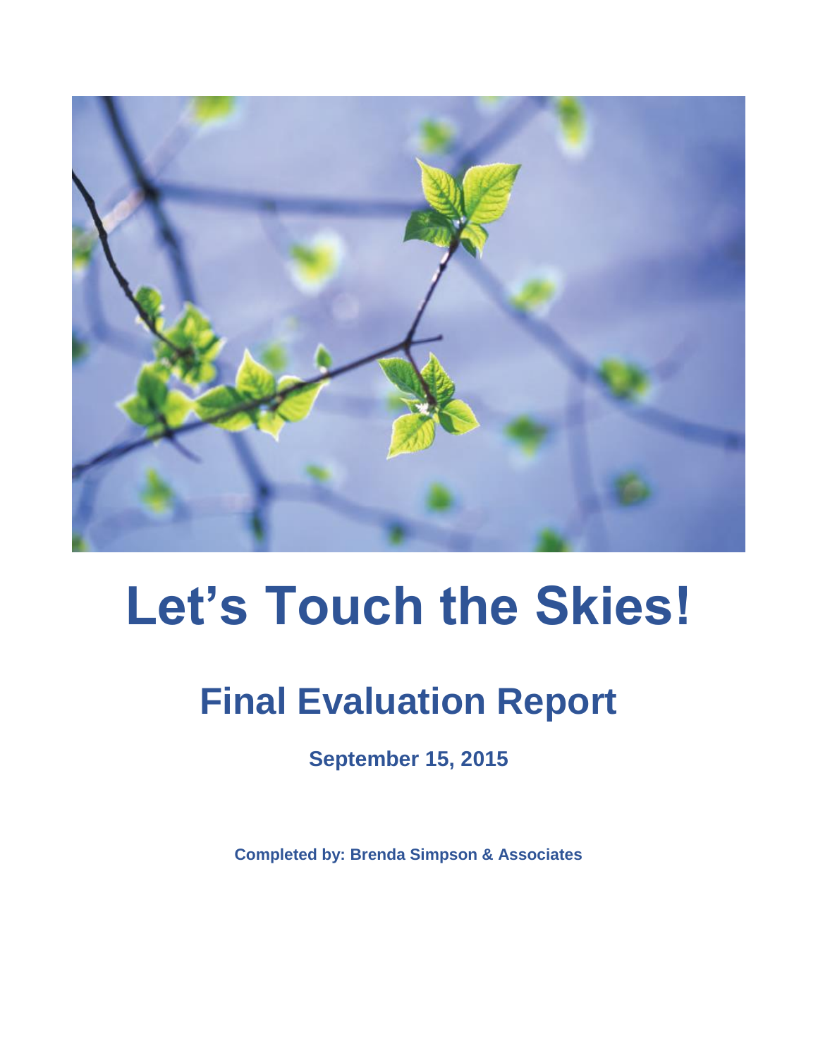# Let's Touch the Skies!

## Final Evaluation Report

**September 15, 2015**

**Completed by: Brenda Simpson & Associates**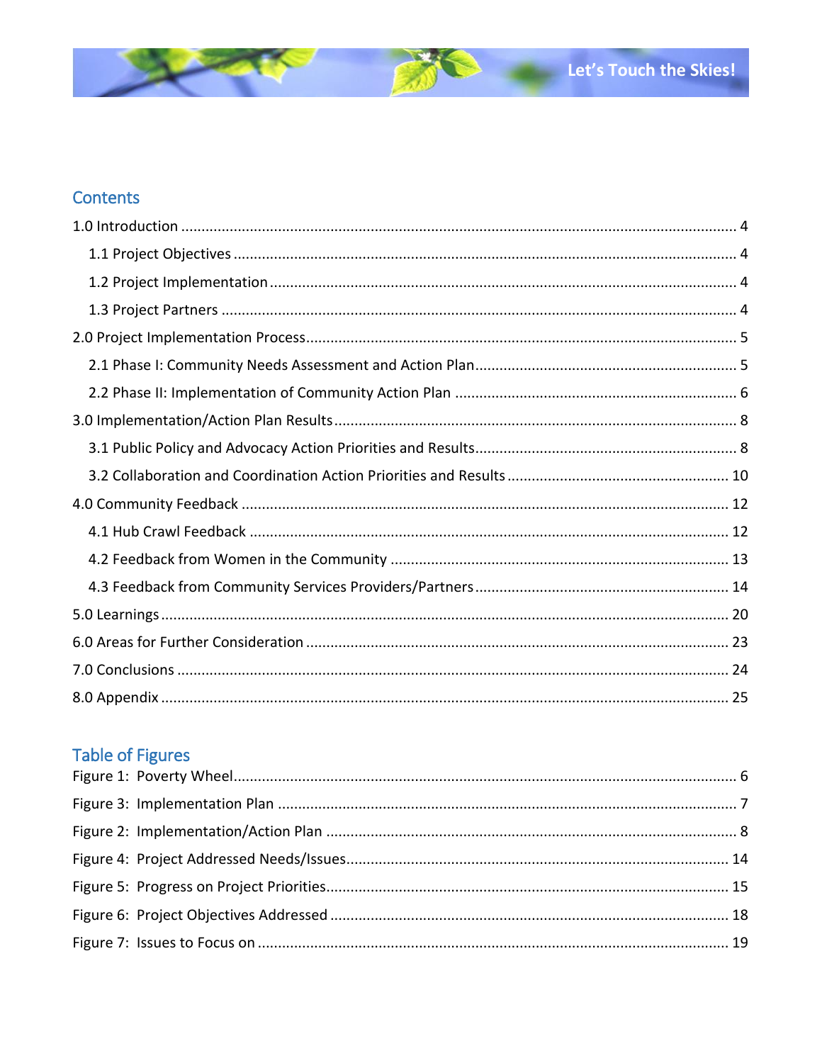## Contents

1.0 Introduction ........................................................................................................................ 4

  1.1 Project Objectives ........................................................................................................... 4

  1.2 Project Implementation .................................................................................................. 4

  1.3 Project Partners .............................................................................................................. 4

2.0 Project Implementation Process........................................................................................... 5

  2.1 Phase I: Community Needs Assessment and Action Plan................................................ 5

  2.2 Phase II: Implementation of Community Action Plan ..................................................... 6

3.0 Implementation/Action Plan Results.................................................................................... 8

  3.1 Public Policy and Advocacy Action Priorities and Results................................................ 8

  3.2 Collaboration and Coordination Action Priorities and Results ...................................... 10

4.0 Community Feedback ........................................................................................................ 12

  4.1 Hub Crawl Feedback ..................................................................................................... 12

  4.2 Feedback from Women in the Community ................................................................... 13

  4.3 Feedback from Community Services Providers/Partners .............................................. 14

5.0 Learnings ........................................................................................................................... 20

6.0 Areas for Further Consideration ........................................................................................ 23

7.0 Conclusions ....................................................................................................................... 24

8.0 Appendix ........................................................................................................................... 25

## Table of Figures

Figure 1: Poverty Wheel.......................................................................................................... 6

Figure 3: Implementation Plan ............................................................................................... 7

Figure 2: Implementation/Action Plan .................................................................................... 8

Figure 4: Project Addressed Needs/Issues............................................................................. 14

Figure 5: Progress on Project Priorities.................................................................................. 15

Figure 6: Project Objectives Addressed ................................................................................. 18

Figure 7: Issues to Focus on .................................................................................................. 19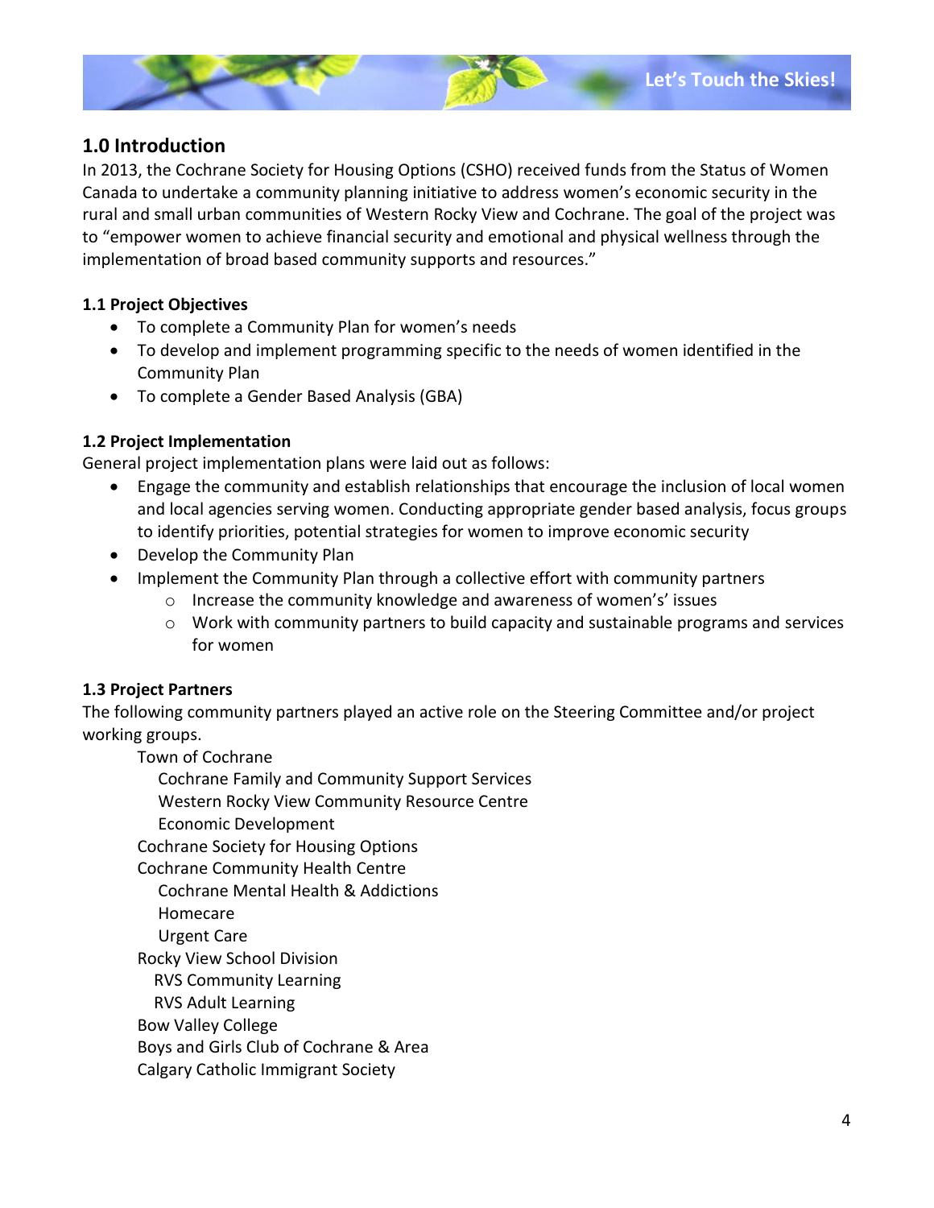## 1.0 Introduction

In 2013, the Cochrane Society for Housing Options (CSHO) received funds from the Status of Women Canada to undertake a community planning initiative to address women's economic security in the rural and small urban communities of Western Rocky View and Cochrane. The goal of the project was to "empower women to achieve financial security and emotional and physical wellness through the implementation of broad based community supports and resources."

### 1.1 Project Objectives

- To complete a Community Plan for women's needs
- To develop and implement programming specific to the needs of women identified in the Community Plan
- To complete a Gender Based Analysis (GBA)

### 1.2 Project Implementation

General project implementation plans were laid out as follows:

- Engage the community and establish relationships that encourage the inclusion of local women and local agencies serving women. Conducting appropriate gender based analysis, focus groups to identify priorities, potential strategies for women to improve economic security
- Develop the Community Plan
- Implement the Community Plan through a collective effort with community partners
  - Increase the community knowledge and awareness of women's' issues
  - Work with community partners to build capacity and sustainable programs and services for women

### 1.3 Project Partners

The following community partners played an active role on the Steering Committee and/or project working groups.

- Town of Cochrane
  - Cochrane Family and Community Support Services
  - Western Rocky View Community Resource Centre
  - Economic Development
- Cochrane Society for Housing Options
- Cochrane Community Health Centre
  - Cochrane Mental Health & Addictions
  - Homecare
  - Urgent Care
- Rocky View School Division
  - RVS Community Learning
  - RVS Adult Learning
- Bow Valley College
- Boys and Girls Club of Cochrane & Area
- Calgary Catholic Immigrant Society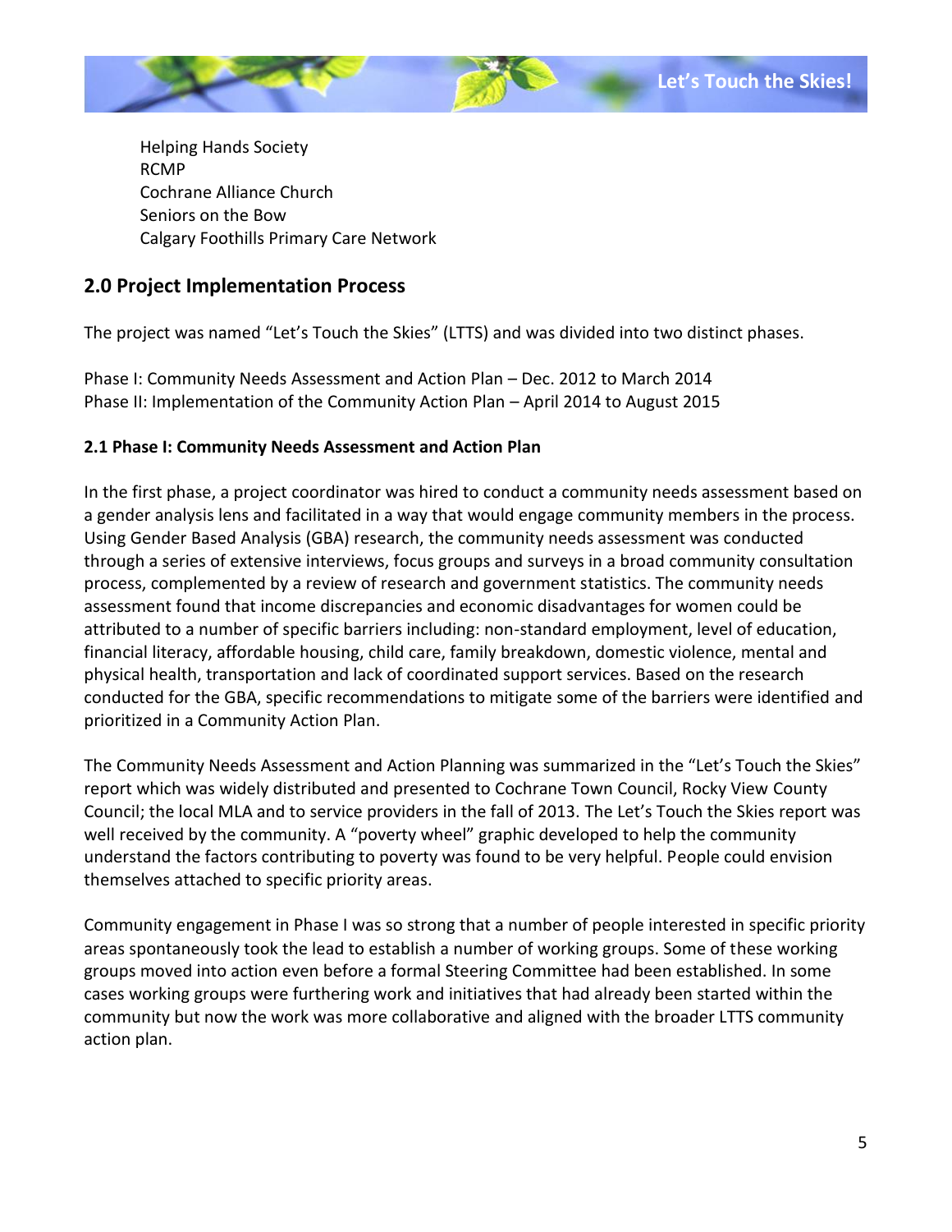Helping Hands Society
RCMP
Cochrane Alliance Church
Seniors on the Bow
Calgary Foothills Primary Care Network

## 2.0 Project Implementation Process

The project was named "Let's Touch the Skies" (LTTS) and was divided into two distinct phases.

Phase I: Community Needs Assessment and Action Plan – Dec. 2012 to March 2014
Phase II: Implementation of the Community Action Plan – April 2014 to August 2015

### 2.1 Phase I: Community Needs Assessment and Action Plan

In the first phase, a project coordinator was hired to conduct a community needs assessment based on a gender analysis lens and facilitated in a way that would engage community members in the process. Using Gender Based Analysis (GBA) research, the community needs assessment was conducted through a series of extensive interviews, focus groups and surveys in a broad community consultation process, complemented by a review of research and government statistics. The community needs assessment found that income discrepancies and economic disadvantages for women could be attributed to a number of specific barriers including: non-standard employment, level of education, financial literacy, affordable housing, child care, family breakdown, domestic violence, mental and physical health, transportation and lack of coordinated support services. Based on the research conducted for the GBA, specific recommendations to mitigate some of the barriers were identified and prioritized in a Community Action Plan.

The Community Needs Assessment and Action Planning was summarized in the "Let's Touch the Skies" report which was widely distributed and presented to Cochrane Town Council, Rocky View County Council; the local MLA and to service providers in the fall of 2013. The Let's Touch the Skies report was well received by the community. A "poverty wheel" graphic developed to help the community understand the factors contributing to poverty was found to be very helpful. People could envision themselves attached to specific priority areas.

Community engagement in Phase I was so strong that a number of people interested in specific priority areas spontaneously took the lead to establish a number of working groups. Some of these working groups moved into action even before a formal Steering Committee had been established. In some cases working groups were furthering work and initiatives that had already been started within the community but now the work was more collaborative and aligned with the broader LTTS community action plan.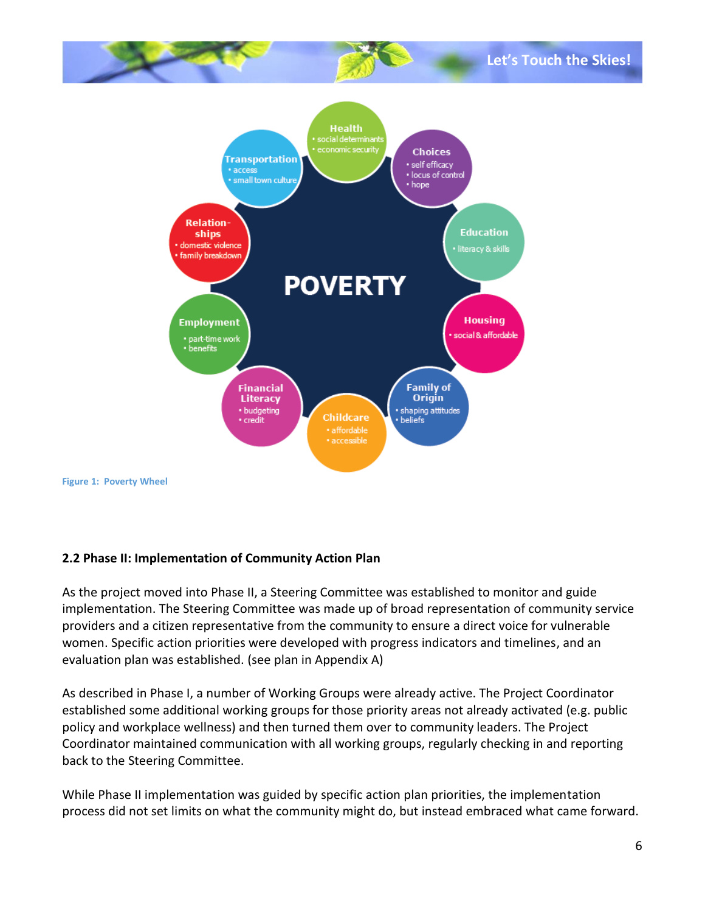POVERTY

Health
- social determinants
- economic security

Choices
- self efficacy
- locus of control
- hope

Education
- literacy & skills

Housing
- social & affordable

Family of Origin
- shaping attitudes
- beliefs

Childcare
- affordable
- accessible

Financial Literacy
- budgeting
- credit

Employment
- part-time work
- benefits

Relation-ships
- domestic violence
- family breakdown

Transportation
- access
- small town culture

Figure 1: Poverty Wheel

### 2.2 Phase II: Implementation of Community Action Plan

As the project moved into Phase II, a Steering Committee was established to monitor and guide implementation. The Steering Committee was made up of broad representation of community service providers and a citizen representative from the community to ensure a direct voice for vulnerable women. Specific action priorities were developed with progress indicators and timelines, and an evaluation plan was established. (see plan in Appendix A)

As described in Phase I, a number of Working Groups were already active. The Project Coordinator established some additional working groups for those priority areas not already activated (e.g. public policy and workplace wellness) and then turned them over to community leaders. The Project Coordinator maintained communication with all working groups, regularly checking in and reporting back to the Steering Committee.

While Phase II implementation was guided by specific action plan priorities, the implementation process did not set limits on what the community might do, but instead embraced what came forward.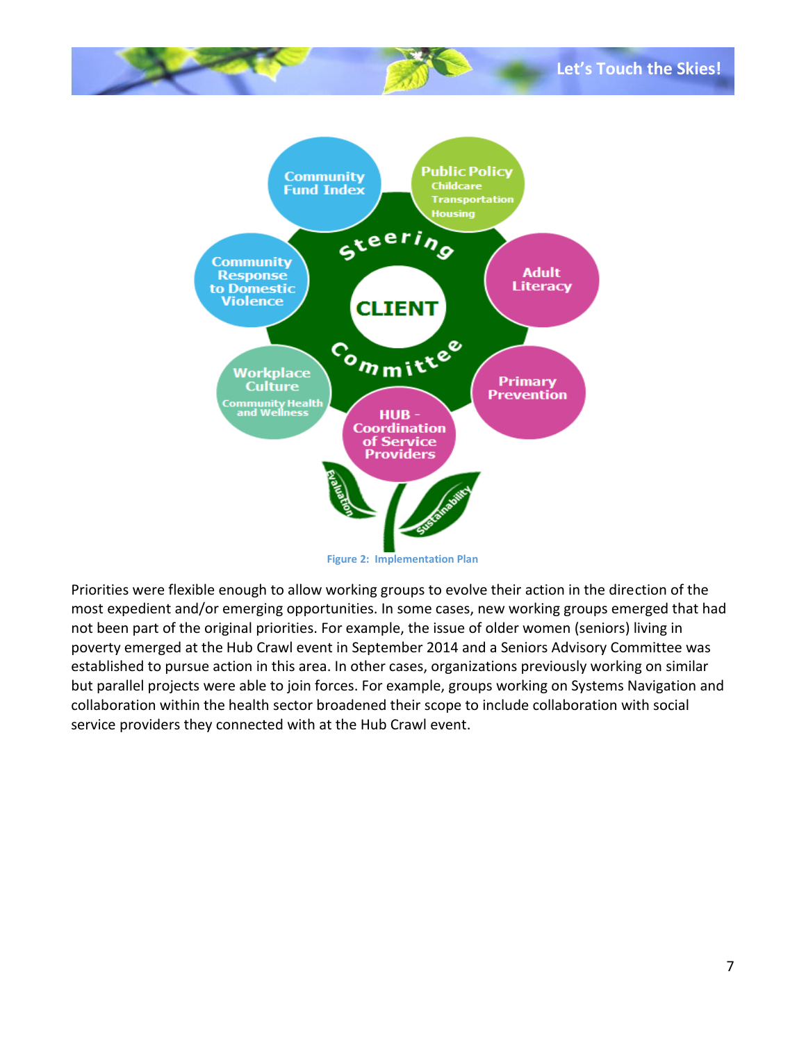Community Fund Index

Public Policy
Childcare
Transportation
Housing

Adult Literacy

Primary Prevention

HUB - Coordination of Service Providers

Workplace Culture
Community Health and Wellness

Community Response to Domestic Violence

Steering

CLIENT

Committee

Evaluation

Sustainability

Figure 2: Implementation Plan

Priorities were flexible enough to allow working groups to evolve their action in the direction of the most expedient and/or emerging opportunities. In some cases, new working groups emerged that had not been part of the original priorities. For example, the issue of older women (seniors) living in poverty emerged at the Hub Crawl event in September 2014 and a Seniors Advisory Committee was established to pursue action in this area. In other cases, organizations previously working on similar but parallel projects were able to join forces. For example, groups working on Systems Navigation and collaboration within the health sector broadened their scope to include collaboration with social service providers they connected with at the Hub Crawl event.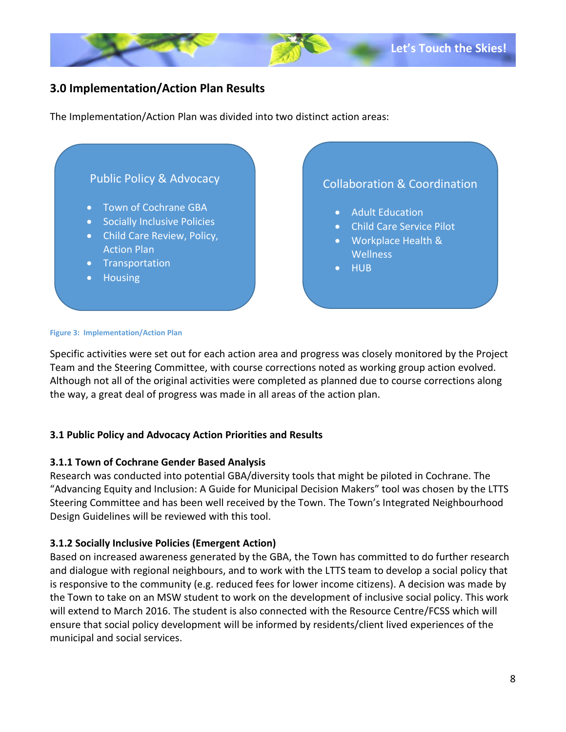## 3.0 Implementation/Action Plan Results

The Implementation/Action Plan was divided into two distinct action areas:

Public Policy & Advocacy

- Town of Cochrane GBA
- Socially Inclusive Policies
- Child Care Review, Policy, Action Plan
- Transportation
- Housing

Collaboration & Coordination

- Adult Education
- Child Care Service Pilot
- Workplace Health & Wellness
- HUB

**Figure 3: Implementation/Action Plan**

Specific activities were set out for each action area and progress was closely monitored by the Project Team and the Steering Committee, with course corrections noted as working group action evolved. Although not all of the original activities were completed as planned due to course corrections along the way, a great deal of progress was made in all areas of the action plan.

### 3.1 Public Policy and Advocacy Action Priorities and Results

#### 3.1.1 Town of Cochrane Gender Based Analysis

Research was conducted into potential GBA/diversity tools that might be piloted in Cochrane. The "Advancing Equity and Inclusion: A Guide for Municipal Decision Makers" tool was chosen by the LTTS Steering Committee and has been well received by the Town. The Town's Integrated Neighbourhood Design Guidelines will be reviewed with this tool.

#### 3.1.2 Socially Inclusive Policies (Emergent Action)

Based on increased awareness generated by the GBA, the Town has committed to do further research and dialogue with regional neighbours, and to work with the LTTS team to develop a social policy that is responsive to the community (e.g. reduced fees for lower income citizens). A decision was made by the Town to take on an MSW student to work on the development of inclusive social policy. This work will extend to March 2016. The student is also connected with the Resource Centre/FCSS which will ensure that social policy development will be informed by residents/client lived experiences of the municipal and social services.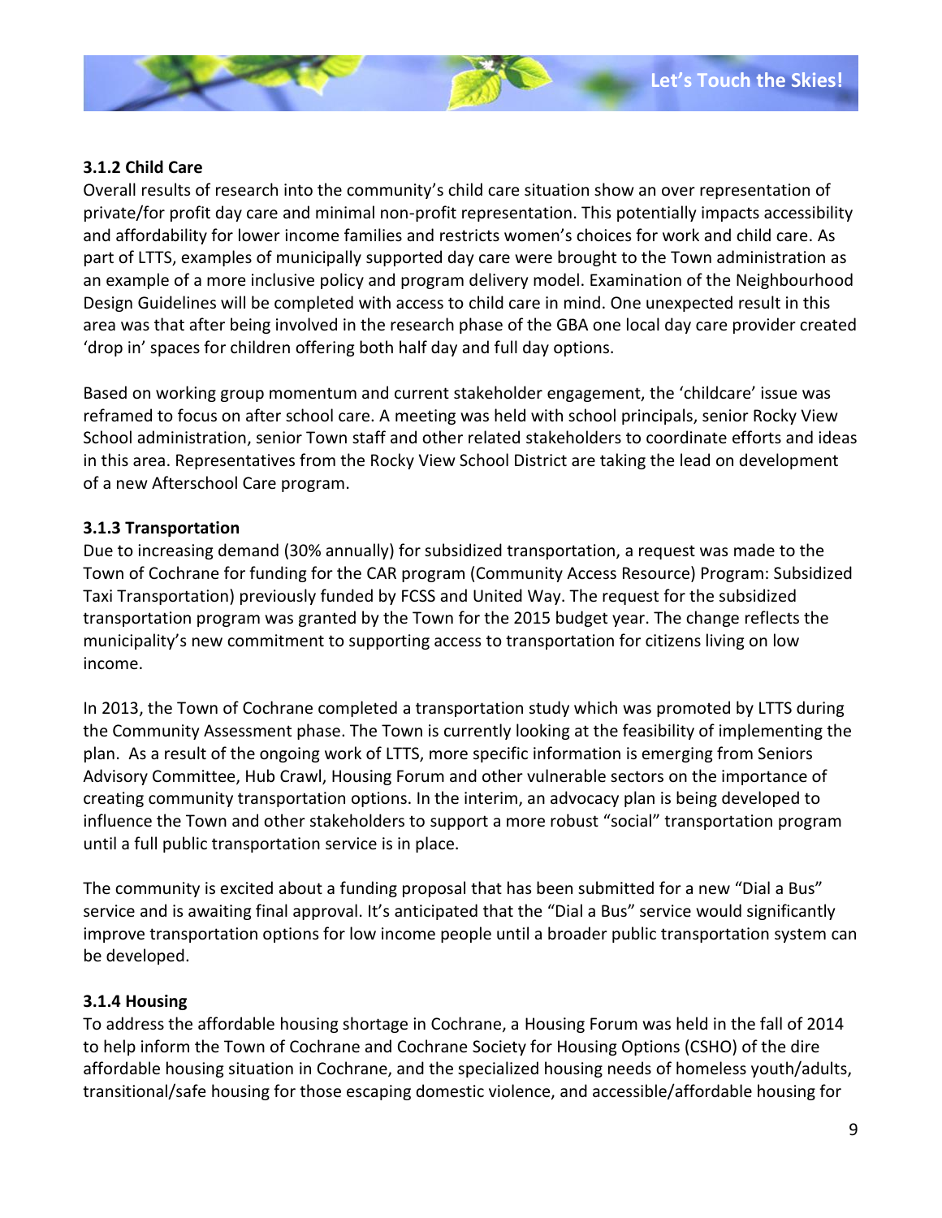### 3.1.2 Child Care

Overall results of research into the community's child care situation show an over representation of private/for profit day care and minimal non-profit representation. This potentially impacts accessibility and affordability for lower income families and restricts women's choices for work and child care. As part of LTTS, examples of municipally supported day care were brought to the Town administration as an example of a more inclusive policy and program delivery model. Examination of the Neighbourhood Design Guidelines will be completed with access to child care in mind. One unexpected result in this area was that after being involved in the research phase of the GBA one local day care provider created 'drop in' spaces for children offering both half day and full day options.

Based on working group momentum and current stakeholder engagement, the 'childcare' issue was reframed to focus on after school care. A meeting was held with school principals, senior Rocky View School administration, senior Town staff and other related stakeholders to coordinate efforts and ideas in this area. Representatives from the Rocky View School District are taking the lead on development of a new Afterschool Care program.

### 3.1.3 Transportation

Due to increasing demand (30% annually) for subsidized transportation, a request was made to the Town of Cochrane for funding for the CAR program (Community Access Resource) Program: Subsidized Taxi Transportation) previously funded by FCSS and United Way. The request for the subsidized transportation program was granted by the Town for the 2015 budget year. The change reflects the municipality's new commitment to supporting access to transportation for citizens living on low income.

In 2013, the Town of Cochrane completed a transportation study which was promoted by LTTS during the Community Assessment phase. The Town is currently looking at the feasibility of implementing the plan. As a result of the ongoing work of LTTS, more specific information is emerging from Seniors Advisory Committee, Hub Crawl, Housing Forum and other vulnerable sectors on the importance of creating community transportation options. In the interim, an advocacy plan is being developed to influence the Town and other stakeholders to support a more robust "social" transportation program until a full public transportation service is in place.

The community is excited about a funding proposal that has been submitted for a new "Dial a Bus" service and is awaiting final approval. It's anticipated that the "Dial a Bus" service would significantly improve transportation options for low income people until a broader public transportation system can be developed.

### 3.1.4 Housing

To address the affordable housing shortage in Cochrane, a Housing Forum was held in the fall of 2014 to help inform the Town of Cochrane and Cochrane Society for Housing Options (CSHO) of the dire affordable housing situation in Cochrane, and the specialized housing needs of homeless youth/adults, transitional/safe housing for those escaping domestic violence, and accessible/affordable housing for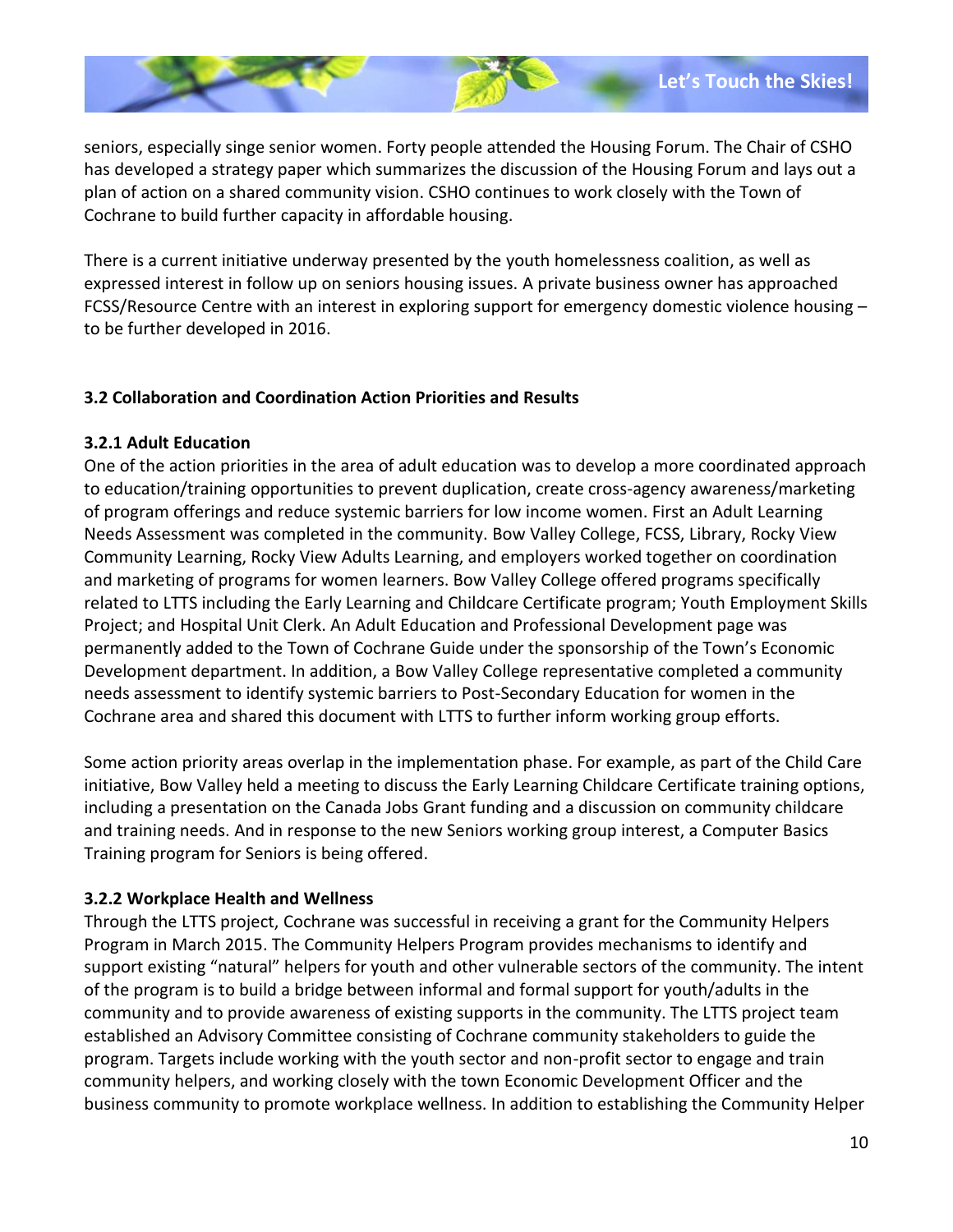seniors, especially singe senior women. Forty people attended the Housing Forum. The Chair of CSHO has developed a strategy paper which summarizes the discussion of the Housing Forum and lays out a plan of action on a shared community vision. CSHO continues to work closely with the Town of Cochrane to build further capacity in affordable housing.

There is a current initiative underway presented by the youth homelessness coalition, as well as expressed interest in follow up on seniors housing issues. A private business owner has approached FCSS/Resource Centre with an interest in exploring support for emergency domestic violence housing – to be further developed in 2016.

### 3.2 Collaboration and Coordination Action Priorities and Results

#### 3.2.1 Adult Education

One of the action priorities in the area of adult education was to develop a more coordinated approach to education/training opportunities to prevent duplication, create cross-agency awareness/marketing of program offerings and reduce systemic barriers for low income women. First an Adult Learning Needs Assessment was completed in the community. Bow Valley College, FCSS, Library, Rocky View Community Learning, Rocky View Adults Learning, and employers worked together on coordination and marketing of programs for women learners. Bow Valley College offered programs specifically related to LTTS including the Early Learning and Childcare Certificate program; Youth Employment Skills Project; and Hospital Unit Clerk. An Adult Education and Professional Development page was permanently added to the Town of Cochrane Guide under the sponsorship of the Town's Economic Development department. In addition, a Bow Valley College representative completed a community needs assessment to identify systemic barriers to Post-Secondary Education for women in the Cochrane area and shared this document with LTTS to further inform working group efforts.

Some action priority areas overlap in the implementation phase. For example, as part of the Child Care initiative, Bow Valley held a meeting to discuss the Early Learning Childcare Certificate training options, including a presentation on the Canada Jobs Grant funding and a discussion on community childcare and training needs. And in response to the new Seniors working group interest, a Computer Basics Training program for Seniors is being offered.

#### 3.2.2 Workplace Health and Wellness

Through the LTTS project, Cochrane was successful in receiving a grant for the Community Helpers Program in March 2015. The Community Helpers Program provides mechanisms to identify and support existing "natural" helpers for youth and other vulnerable sectors of the community. The intent of the program is to build a bridge between informal and formal support for youth/adults in the community and to provide awareness of existing supports in the community. The LTTS project team established an Advisory Committee consisting of Cochrane community stakeholders to guide the program. Targets include working with the youth sector and non-profit sector to engage and train community helpers, and working closely with the town Economic Development Officer and the business community to promote workplace wellness. In addition to establishing the Community Helper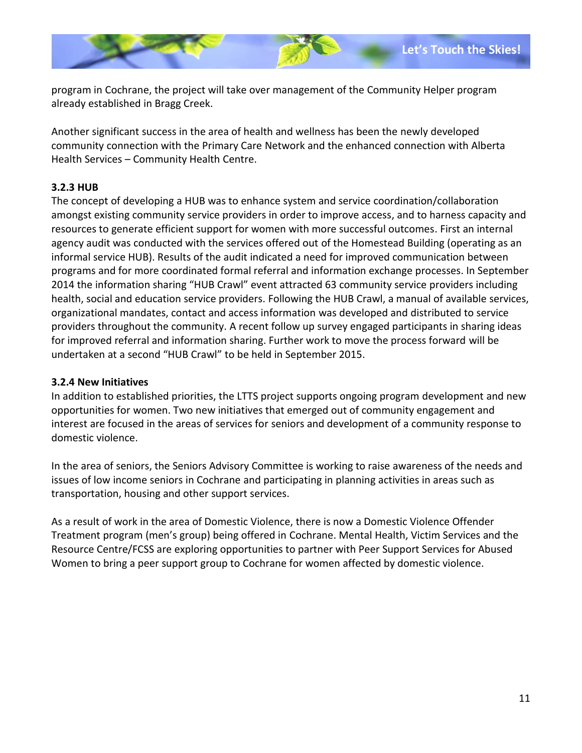program in Cochrane, the project will take over management of the Community Helper program already established in Bragg Creek.

Another significant success in the area of health and wellness has been the newly developed community connection with the Primary Care Network and the enhanced connection with Alberta Health Services – Community Health Centre.

### 3.2.3 HUB

The concept of developing a HUB was to enhance system and service coordination/collaboration amongst existing community service providers in order to improve access, and to harness capacity and resources to generate efficient support for women with more successful outcomes. First an internal agency audit was conducted with the services offered out of the Homestead Building (operating as an informal service HUB). Results of the audit indicated a need for improved communication between programs and for more coordinated formal referral and information exchange processes. In September 2014 the information sharing "HUB Crawl" event attracted 63 community service providers including health, social and education service providers. Following the HUB Crawl, a manual of available services, organizational mandates, contact and access information was developed and distributed to service providers throughout the community. A recent follow up survey engaged participants in sharing ideas for improved referral and information sharing. Further work to move the process forward will be undertaken at a second "HUB Crawl" to be held in September 2015.

### 3.2.4 New Initiatives

In addition to established priorities, the LTTS project supports ongoing program development and new opportunities for women. Two new initiatives that emerged out of community engagement and interest are focused in the areas of services for seniors and development of a community response to domestic violence.

In the area of seniors, the Seniors Advisory Committee is working to raise awareness of the needs and issues of low income seniors in Cochrane and participating in planning activities in areas such as transportation, housing and other support services.

As a result of work in the area of Domestic Violence, there is now a Domestic Violence Offender Treatment program (men's group) being offered in Cochrane. Mental Health, Victim Services and the Resource Centre/FCSS are exploring opportunities to partner with Peer Support Services for Abused Women to bring a peer support group to Cochrane for women affected by domestic violence.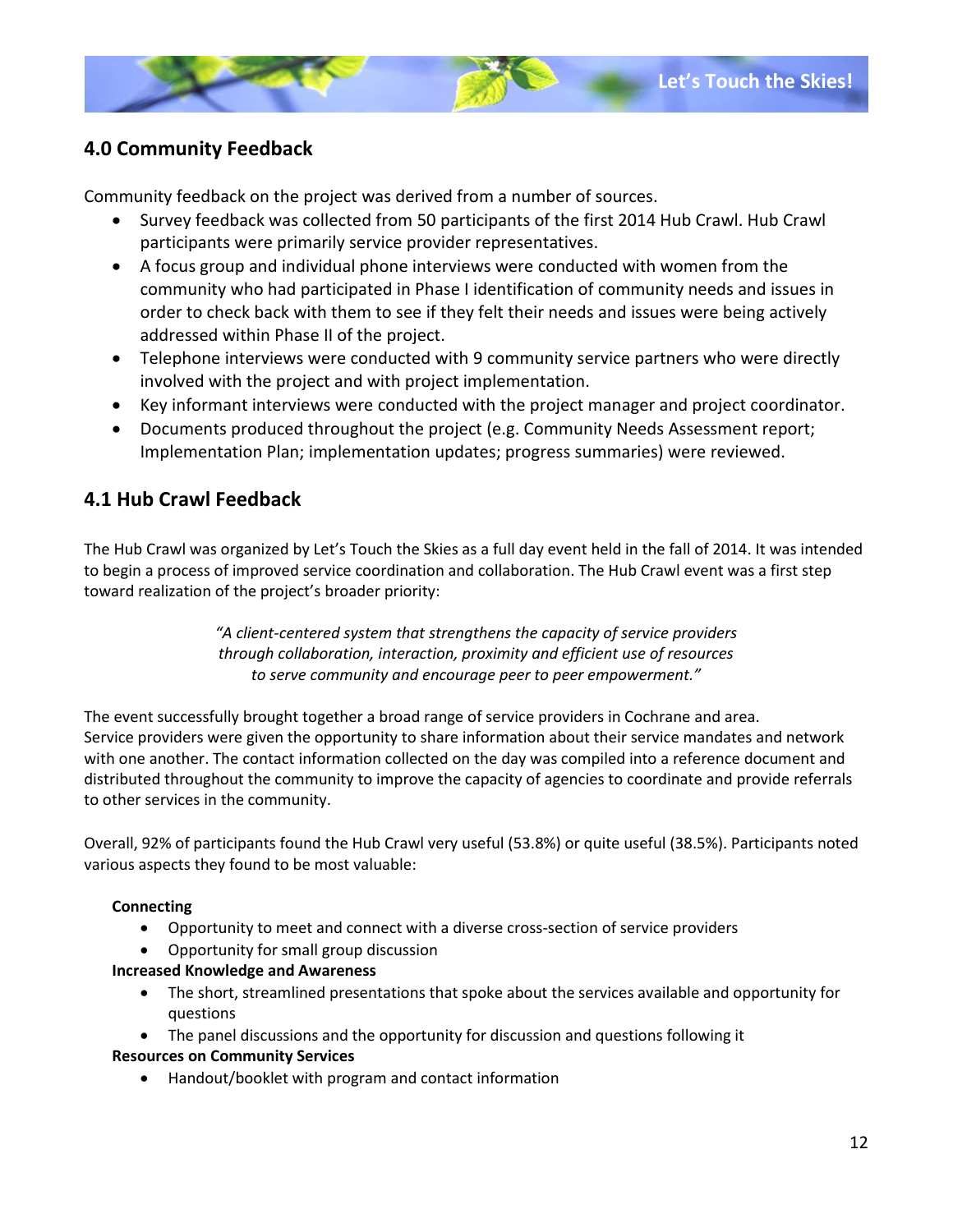## 4.0 Community Feedback

Community feedback on the project was derived from a number of sources.

- Survey feedback was collected from 50 participants of the first 2014 Hub Crawl. Hub Crawl participants were primarily service provider representatives.
- A focus group and individual phone interviews were conducted with women from the community who had participated in Phase I identification of community needs and issues in order to check back with them to see if they felt their needs and issues were being actively addressed within Phase II of the project.
- Telephone interviews were conducted with 9 community service partners who were directly involved with the project and with project implementation.
- Key informant interviews were conducted with the project manager and project coordinator.
- Documents produced throughout the project (e.g. Community Needs Assessment report; Implementation Plan; implementation updates; progress summaries) were reviewed.

## 4.1 Hub Crawl Feedback

The Hub Crawl was organized by Let's Touch the Skies as a full day event held in the fall of 2014. It was intended to begin a process of improved service coordination and collaboration. The Hub Crawl event was a first step toward realization of the project's broader priority:

> *"A client-centered system that strengthens the capacity of service providers through collaboration, interaction, proximity and efficient use of resources to serve community and encourage peer to peer empowerment."*

The event successfully brought together a broad range of service providers in Cochrane and area. Service providers were given the opportunity to share information about their service mandates and network with one another. The contact information collected on the day was compiled into a reference document and distributed throughout the community to improve the capacity of agencies to coordinate and provide referrals to other services in the community.

Overall, 92% of participants found the Hub Crawl very useful (53.8%) or quite useful (38.5%). Participants noted various aspects they found to be most valuable:

**Connecting**

- Opportunity to meet and connect with a diverse cross-section of service providers
- Opportunity for small group discussion

**Increased Knowledge and Awareness**

- The short, streamlined presentations that spoke about the services available and opportunity for questions
- The panel discussions and the opportunity for discussion and questions following it

**Resources on Community Services**

- Handout/booklet with program and contact information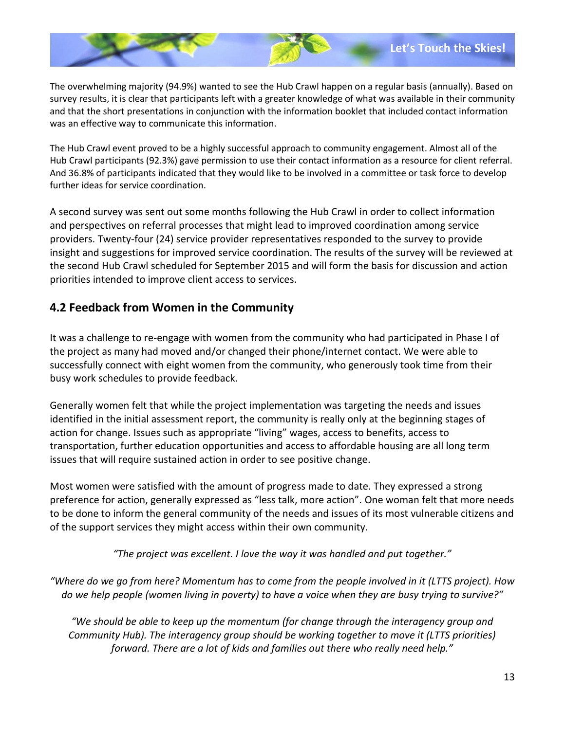The overwhelming majority (94.9%) wanted to see the Hub Crawl happen on a regular basis (annually). Based on survey results, it is clear that participants left with a greater knowledge of what was available in their community and that the short presentations in conjunction with the information booklet that included contact information was an effective way to communicate this information.

The Hub Crawl event proved to be a highly successful approach to community engagement. Almost all of the Hub Crawl participants (92.3%) gave permission to use their contact information as a resource for client referral. And 36.8% of participants indicated that they would like to be involved in a committee or task force to develop further ideas for service coordination.

A second survey was sent out some months following the Hub Crawl in order to collect information and perspectives on referral processes that might lead to improved coordination among service providers. Twenty-four (24) service provider representatives responded to the survey to provide insight and suggestions for improved service coordination. The results of the survey will be reviewed at the second Hub Crawl scheduled for September 2015 and will form the basis for discussion and action priorities intended to improve client access to services.

## 4.2 Feedback from Women in the Community

It was a challenge to re-engage with women from the community who had participated in Phase I of the project as many had moved and/or changed their phone/internet contact. We were able to successfully connect with eight women from the community, who generously took time from their busy work schedules to provide feedback.

Generally women felt that while the project implementation was targeting the needs and issues identified in the initial assessment report, the community is really only at the beginning stages of action for change. Issues such as appropriate "living" wages, access to benefits, access to transportation, further education opportunities and access to affordable housing are all long term issues that will require sustained action in order to see positive change.

Most women were satisfied with the amount of progress made to date. They expressed a strong preference for action, generally expressed as "less talk, more action". One woman felt that more needs to be done to inform the general community of the needs and issues of its most vulnerable citizens and of the support services they might access within their own community.

*"The project was excellent. I love the way it was handled and put together."*

*"Where do we go from here? Momentum has to come from the people involved in it (LTTS project). How do we help people (women living in poverty) to have a voice when they are busy trying to survive?"*

*"We should be able to keep up the momentum (for change through the interagency group and Community Hub). The interagency group should be working together to move it (LTTS priorities) forward. There are a lot of kids and families out there who really need help."*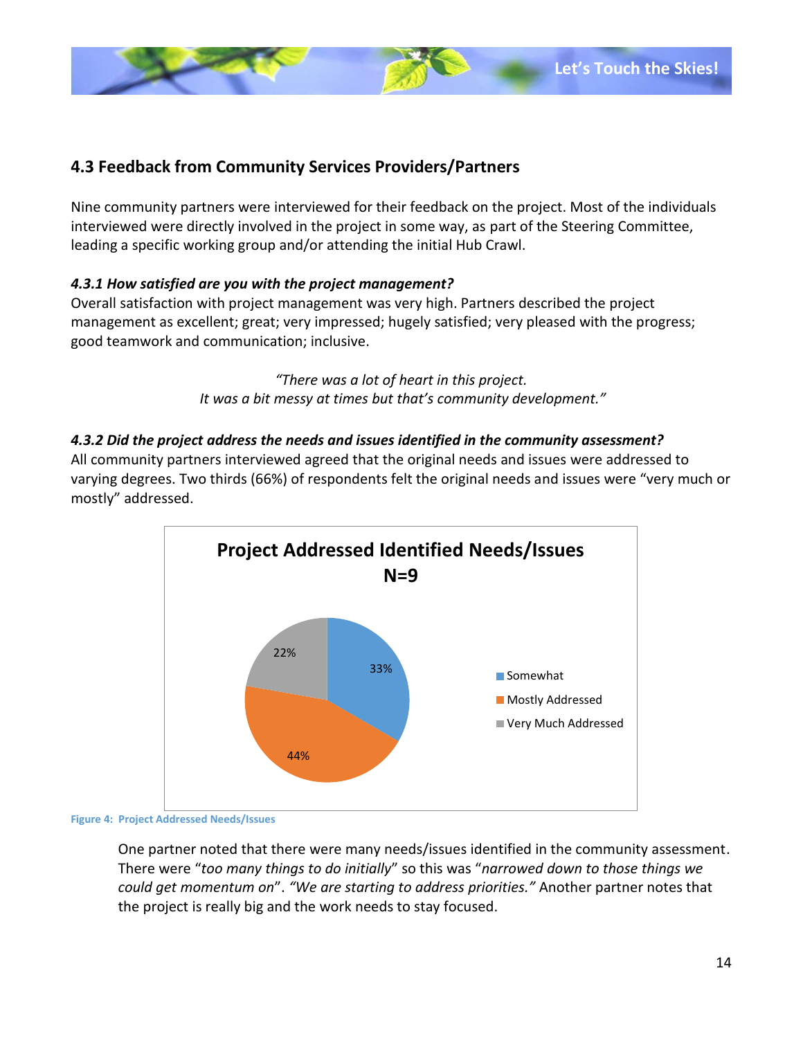## 4.3 Feedback from Community Services Providers/Partners

Nine community partners were interviewed for their feedback on the project. Most of the individuals interviewed were directly involved in the project in some way, as part of the Steering Committee, leading a specific working group and/or attending the initial Hub Crawl.

### *4.3.1 How satisfied are you with the project management?*

Overall satisfaction with project management was very high. Partners described the project management as excellent; great; very impressed; hugely satisfied; very pleased with the progress; good teamwork and communication; inclusive.

> *"There was a lot of heart in this project.*
> *It was a bit messy at times but that's community development."*

### *4.3.2 Did the project address the needs and issues identified in the community assessment?*

All community partners interviewed agreed that the original needs and issues were addressed to varying degrees. Two thirds (66%) of respondents felt the original needs and issues were "very much or mostly" addressed.

Project Addressed Identified Needs/Issues
N=9

33%
44%
22%

Somewhat
Mostly Addressed
Very Much Addressed

Figure 4: Project Addressed Needs/Issues

One partner noted that there were many needs/issues identified in the community assessment. There were "*too many things to do initially*" so this was "*narrowed down to those things we could get momentum on*". *"We are starting to address priorities."* Another partner notes that the project is really big and the work needs to stay focused.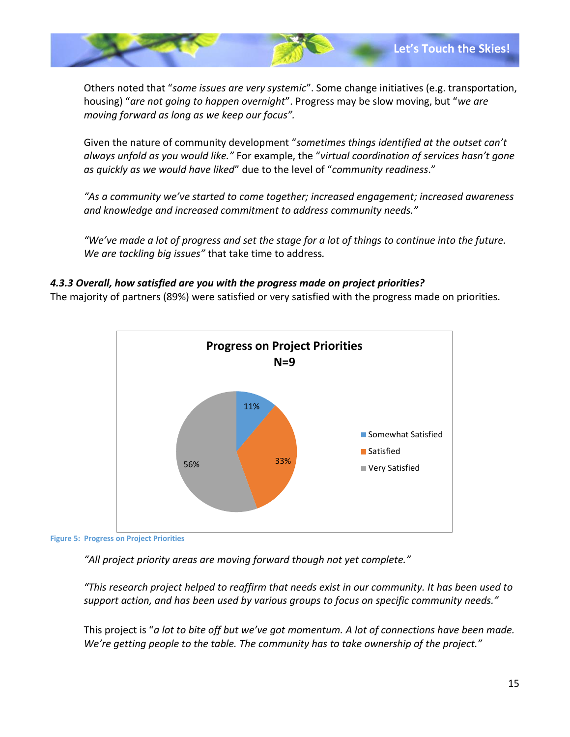Others noted that "*some issues are very systemic*". Some change initiatives (e.g. transportation, housing) "*are not going to happen overnight*". Progress may be slow moving, but "*we are moving forward as long as we keep our focus".*

Given the nature of community development "*sometimes things identified at the outset can't always unfold as you would like."* For example, the "*virtual coordination of services hasn't gone as quickly as we would have liked*" due to the level of "*community readiness*."

*"As a community we've started to come together; increased engagement; increased awareness and knowledge and increased commitment to address community needs."*

*"We've made a lot of progress and set the stage for a lot of things to continue into the future. We are tackling big issues"* that take time to address.

***4.3.3 Overall, how satisfied are you with the progress made on project priorities?***

The majority of partners (89%) were satisfied or very satisfied with the progress made on priorities.

**Progress on Project Priorities**
**N=9**

11%
33%
56%

Somewhat Satisfied
Satisfied
Very Satisfied

Figure 5: Progress on Project Priorities

*"All project priority areas are moving forward though not yet complete."*

*"This research project helped to reaffirm that needs exist in our community. It has been used to support action, and has been used by various groups to focus on specific community needs."*

This project is "*a lot to bite off but we've got momentum. A lot of connections have been made. We're getting people to the table. The community has to take ownership of the project."*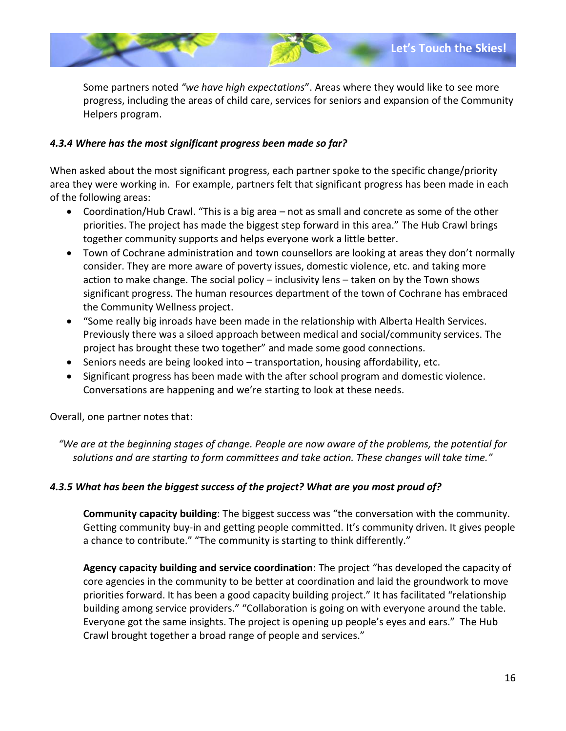Some partners noted *"we have high expectations*". Areas where they would like to see more progress, including the areas of child care, services for seniors and expansion of the Community Helpers program.

### *4.3.4 Where has the most significant progress been made so far?*

When asked about the most significant progress, each partner spoke to the specific change/priority area they were working in. For example, partners felt that significant progress has been made in each of the following areas:

- Coordination/Hub Crawl. "This is a big area – not as small and concrete as some of the other priorities. The project has made the biggest step forward in this area." The Hub Crawl brings together community supports and helps everyone work a little better.
- Town of Cochrane administration and town counsellors are looking at areas they don't normally consider. They are more aware of poverty issues, domestic violence, etc. and taking more action to make change. The social policy – inclusivity lens – taken on by the Town shows significant progress. The human resources department of the town of Cochrane has embraced the Community Wellness project.
- "Some really big inroads have been made in the relationship with Alberta Health Services. Previously there was a siloed approach between medical and social/community services. The project has brought these two together" and made some good connections.
- Seniors needs are being looked into – transportation, housing affordability, etc.
- Significant progress has been made with the after school program and domestic violence. Conversations are happening and we're starting to look at these needs.

Overall, one partner notes that:

*"We are at the beginning stages of change. People are now aware of the problems, the potential for solutions and are starting to form committees and take action. These changes will take time."*

### *4.3.5 What has been the biggest success of the project? What are you most proud of?*

**Community capacity building**: The biggest success was "the conversation with the community. Getting community buy-in and getting people committed. It's community driven. It gives people a chance to contribute." "The community is starting to think differently."

**Agency capacity building and service coordination**: The project "has developed the capacity of core agencies in the community to be better at coordination and laid the groundwork to move priorities forward. It has been a good capacity building project." It has facilitated "relationship building among service providers." "Collaboration is going on with everyone around the table. Everyone got the same insights. The project is opening up people's eyes and ears." The Hub Crawl brought together a broad range of people and services."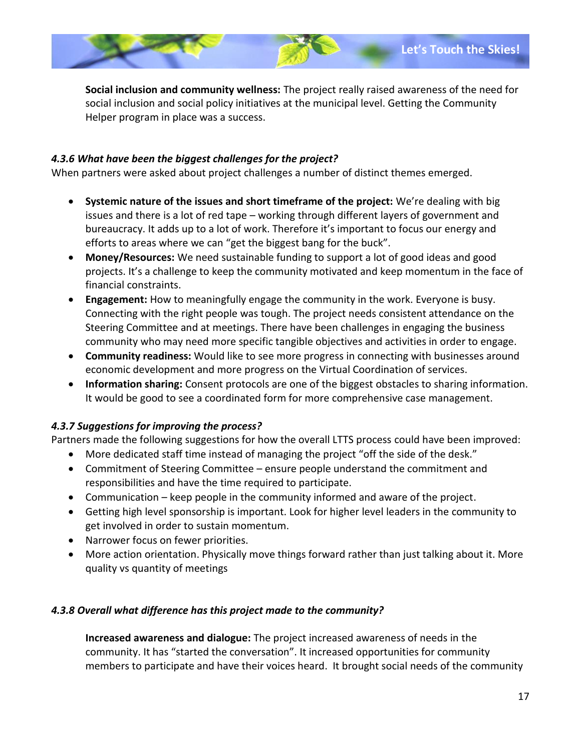**Social inclusion and community wellness:** The project really raised awareness of the need for social inclusion and social policy initiatives at the municipal level. Getting the Community Helper program in place was a success.

### *4.3.6 What have been the biggest challenges for the project?*

When partners were asked about project challenges a number of distinct themes emerged.

- **Systemic nature of the issues and short timeframe of the project:** We're dealing with big issues and there is a lot of red tape – working through different layers of government and bureaucracy. It adds up to a lot of work. Therefore it's important to focus our energy and efforts to areas where we can "get the biggest bang for the buck".
- **Money/Resources:** We need sustainable funding to support a lot of good ideas and good projects. It's a challenge to keep the community motivated and keep momentum in the face of financial constraints.
- **Engagement:** How to meaningfully engage the community in the work. Everyone is busy. Connecting with the right people was tough. The project needs consistent attendance on the Steering Committee and at meetings. There have been challenges in engaging the business community who may need more specific tangible objectives and activities in order to engage.
- **Community readiness:** Would like to see more progress in connecting with businesses around economic development and more progress on the Virtual Coordination of services.
- **Information sharing:** Consent protocols are one of the biggest obstacles to sharing information. It would be good to see a coordinated form for more comprehensive case management.

### *4.3.7 Suggestions for improving the process?*

Partners made the following suggestions for how the overall LTTS process could have been improved:

- More dedicated staff time instead of managing the project "off the side of the desk."
- Commitment of Steering Committee – ensure people understand the commitment and responsibilities and have the time required to participate.
- Communication – keep people in the community informed and aware of the project.
- Getting high level sponsorship is important. Look for higher level leaders in the community to get involved in order to sustain momentum.
- Narrower focus on fewer priorities.
- More action orientation. Physically move things forward rather than just talking about it. More quality vs quantity of meetings

### *4.3.8 Overall what difference has this project made to the community?*

**Increased awareness and dialogue:** The project increased awareness of needs in the community. It has "started the conversation". It increased opportunities for community members to participate and have their voices heard. It brought social needs of the community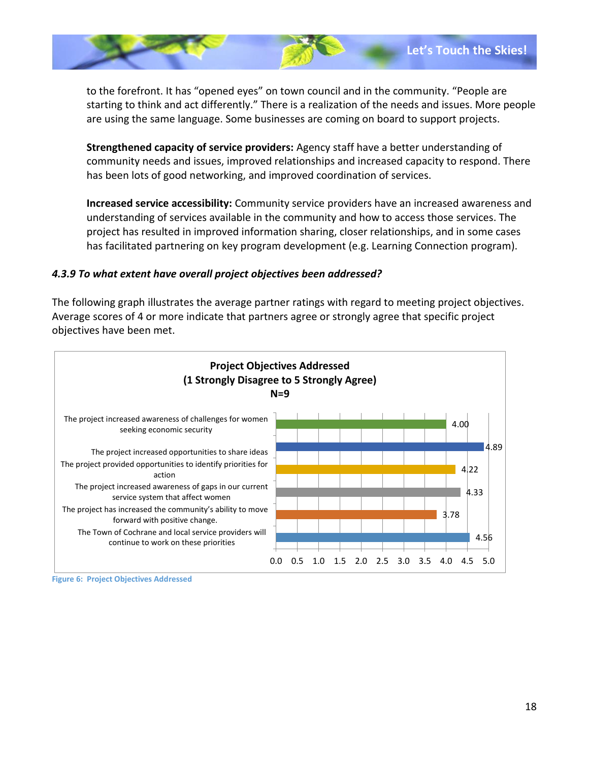to the forefront. It has “opened eyes” on town council and in the community. “People are starting to think and act differently.” There is a realization of the needs and issues. More people are using the same language. Some businesses are coming on board to support projects.

**Strengthened capacity of service providers:** Agency staff have a better understanding of community needs and issues, improved relationships and increased capacity to respond. There has been lots of good networking, and improved coordination of services.

**Increased service accessibility:** Community service providers have an increased awareness and understanding of services available in the community and how to access those services. The project has resulted in improved information sharing, closer relationships, and in some cases has facilitated partnering on key program development (e.g. Learning Connection program).

### *4.3.9 To what extent have overall project objectives been addressed?*

The following graph illustrates the average partner ratings with regard to meeting project objectives. Average scores of 4 or more indicate that partners agree or strongly agree that specific project objectives have been met.

**Project Objectives Addressed**
**(1 Strongly Disagree to 5 Strongly Agree)**
**N=9**

The project increased awareness of challenges for women seeking economic security 4.00
The project increased opportunities to share ideas 4.89
The project provided opportunities to identify priorities for action 4.22
The project increased awareness of gaps in our current service system that affect women 4.33
The project has increased the community's ability to move forward with positive change. 3.78
The Town of Cochrane and local service providers will continue to work on these priorities 4.56

0.0 0.5 1.0 1.5 2.0 2.5 3.0 3.5 4.0 4.5 5.0

Figure 6: Project Objectives Addressed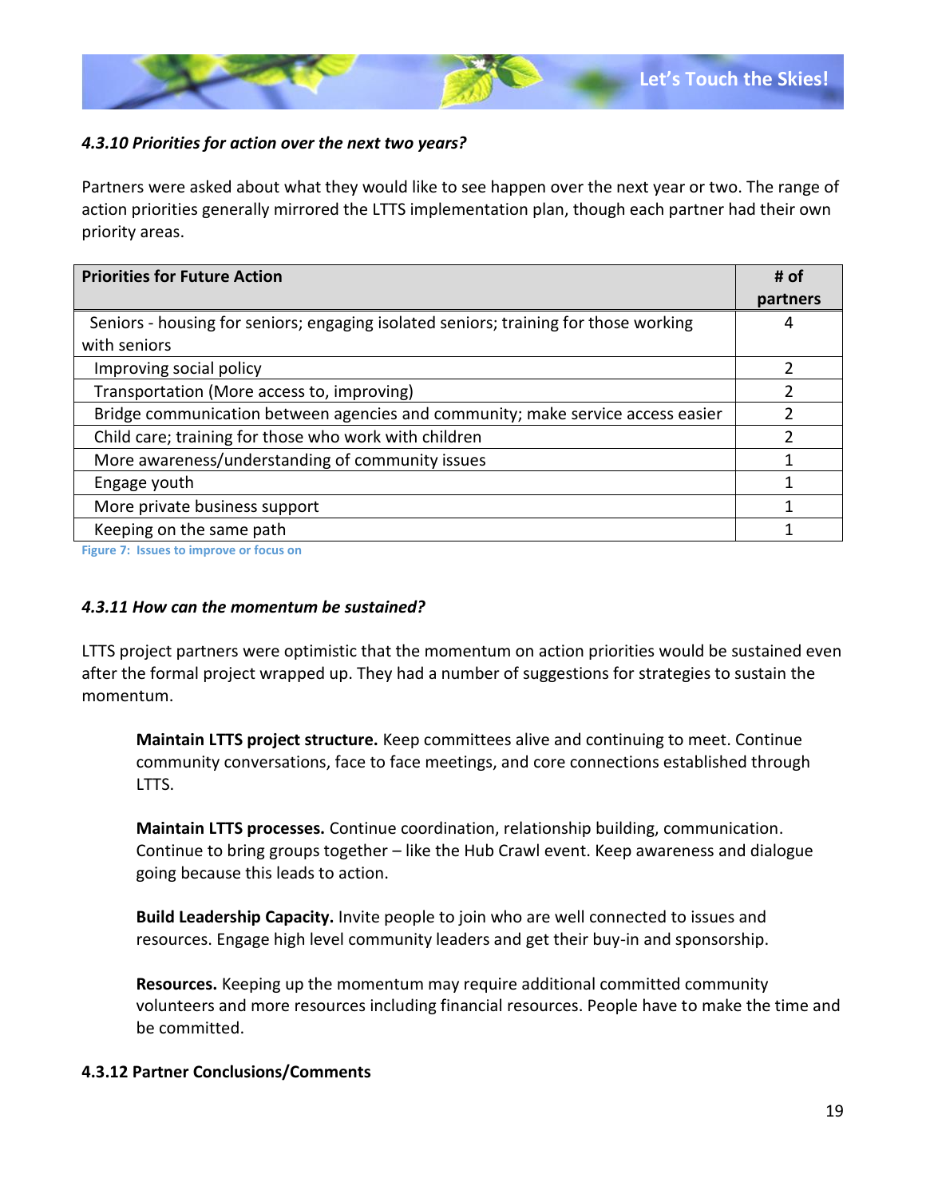#### *4.3.10 Priorities for action over the next two years?*

Partners were asked about what they would like to see happen over the next year or two. The range of action priorities generally mirrored the LTTS implementation plan, though each partner had their own priority areas.

| Priorities for Future Action | # of partners |
|---|---|
| Seniors - housing for seniors; engaging isolated seniors; training for those working with seniors | 4 |
| Improving social policy | 2 |
| Transportation (More access to, improving) | 2 |
| Bridge communication between agencies and community; make service access easier | 2 |
| Child care; training for those who work with children | 2 |
| More awareness/understanding of community issues | 1 |
| Engage youth | 1 |
| More private business support | 1 |
| Keeping on the same path | 1 |

Figure 7: Issues to improve or focus on

#### *4.3.11 How can the momentum be sustained?*

LTTS project partners were optimistic that the momentum on action priorities would be sustained even after the formal project wrapped up. They had a number of suggestions for strategies to sustain the momentum.

**Maintain LTTS project structure.** Keep committees alive and continuing to meet. Continue community conversations, face to face meetings, and core connections established through LTTS.

**Maintain LTTS processes.** Continue coordination, relationship building, communication. Continue to bring groups together – like the Hub Crawl event. Keep awareness and dialogue going because this leads to action.

**Build Leadership Capacity.** Invite people to join who are well connected to issues and resources. Engage high level community leaders and get their buy-in and sponsorship.

**Resources.** Keeping up the momentum may require additional committed community volunteers and more resources including financial resources. People have to make the time and be committed.

#### 4.3.12 Partner Conclusions/Comments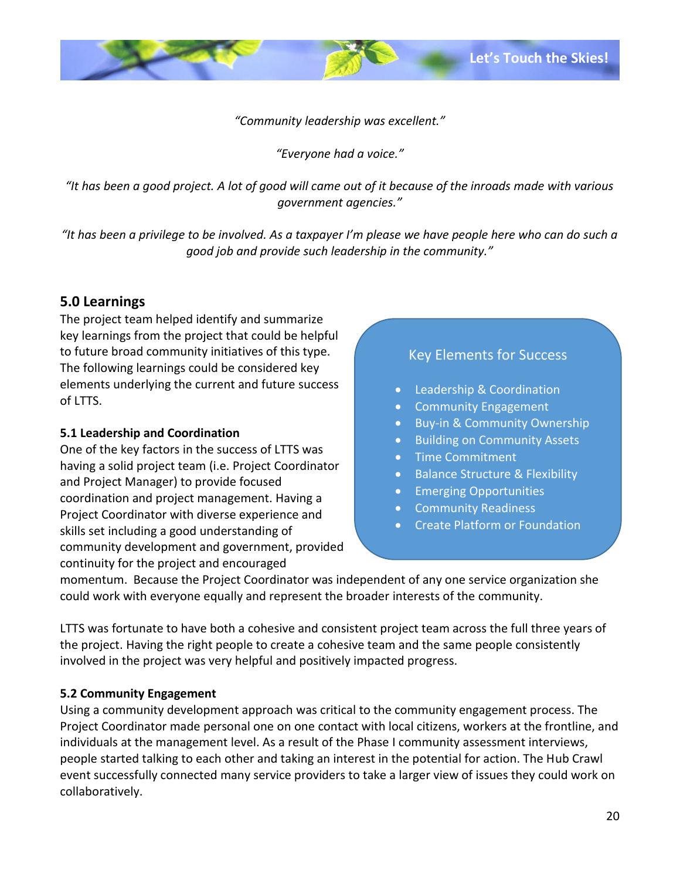*"Community leadership was excellent."*

*"Everyone had a voice."*

*"It has been a good project. A lot of good will came out of it because of the inroads made with various government agencies."*

*"It has been a privilege to be involved. As a taxpayer I'm please we have people here who can do such a good job and provide such leadership in the community."*

## 5.0 Learnings

The project team helped identify and summarize key learnings from the project that could be helpful to future broad community initiatives of this type. The following learnings could be considered key elements underlying the current and future success of LTTS.

Key Elements for Success

- Leadership & Coordination
- Community Engagement
- Buy-in & Community Ownership
- Building on Community Assets
- Time Commitment
- Balance Structure & Flexibility
- Emerging Opportunities
- Community Readiness
- Create Platform or Foundation

### 5.1 Leadership and Coordination

One of the key factors in the success of LTTS was having a solid project team (i.e. Project Coordinator and Project Manager) to provide focused coordination and project management. Having a Project Coordinator with diverse experience and skills set including a good understanding of community development and government, provided continuity for the project and encouraged momentum. Because the Project Coordinator was independent of any one service organization she could work with everyone equally and represent the broader interests of the community.

LTTS was fortunate to have both a cohesive and consistent project team across the full three years of the project. Having the right people to create a cohesive team and the same people consistently involved in the project was very helpful and positively impacted progress.

### 5.2 Community Engagement

Using a community development approach was critical to the community engagement process. The Project Coordinator made personal one on one contact with local citizens, workers at the frontline, and individuals at the management level. As a result of the Phase I community assessment interviews, people started talking to each other and taking an interest in the potential for action. The Hub Crawl event successfully connected many service providers to take a larger view of issues they could work on collaboratively.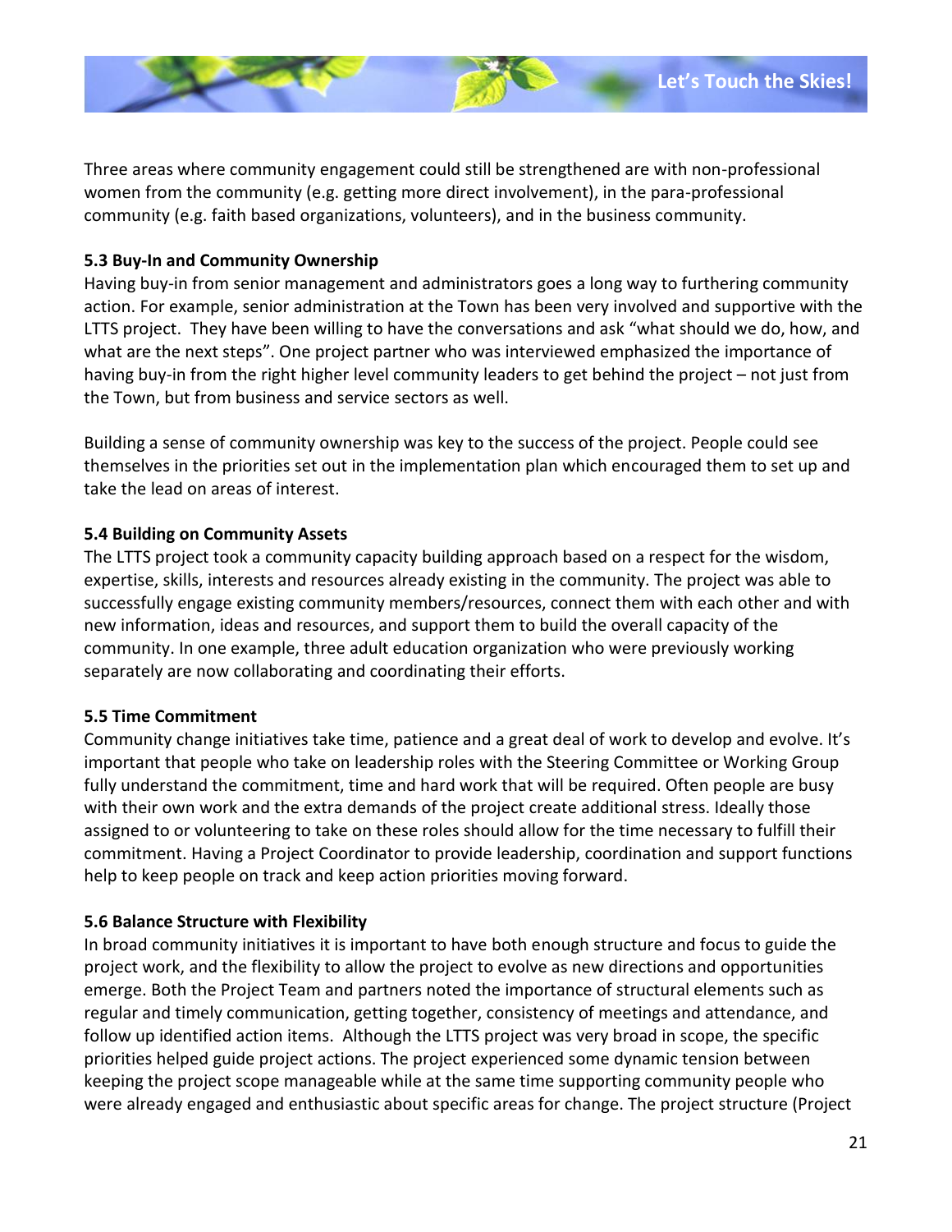Three areas where community engagement could still be strengthened are with non-professional women from the community (e.g. getting more direct involvement), in the para-professional community (e.g. faith based organizations, volunteers), and in the business community.

**5.3 Buy-In and Community Ownership**

Having buy-in from senior management and administrators goes a long way to furthering community action. For example, senior administration at the Town has been very involved and supportive with the LTTS project. They have been willing to have the conversations and ask "what should we do, how, and what are the next steps". One project partner who was interviewed emphasized the importance of having buy-in from the right higher level community leaders to get behind the project – not just from the Town, but from business and service sectors as well.

Building a sense of community ownership was key to the success of the project. People could see themselves in the priorities set out in the implementation plan which encouraged them to set up and take the lead on areas of interest.

**5.4 Building on Community Assets**

The LTTS project took a community capacity building approach based on a respect for the wisdom, expertise, skills, interests and resources already existing in the community. The project was able to successfully engage existing community members/resources, connect them with each other and with new information, ideas and resources, and support them to build the overall capacity of the community. In one example, three adult education organization who were previously working separately are now collaborating and coordinating their efforts.

**5.5 Time Commitment**

Community change initiatives take time, patience and a great deal of work to develop and evolve. It's important that people who take on leadership roles with the Steering Committee or Working Group fully understand the commitment, time and hard work that will be required. Often people are busy with their own work and the extra demands of the project create additional stress. Ideally those assigned to or volunteering to take on these roles should allow for the time necessary to fulfill their commitment. Having a Project Coordinator to provide leadership, coordination and support functions help to keep people on track and keep action priorities moving forward.

**5.6 Balance Structure with Flexibility**

In broad community initiatives it is important to have both enough structure and focus to guide the project work, and the flexibility to allow the project to evolve as new directions and opportunities emerge. Both the Project Team and partners noted the importance of structural elements such as regular and timely communication, getting together, consistency of meetings and attendance, and follow up identified action items. Although the LTTS project was very broad in scope, the specific priorities helped guide project actions. The project experienced some dynamic tension between keeping the project scope manageable while at the same time supporting community people who were already engaged and enthusiastic about specific areas for change. The project structure (Project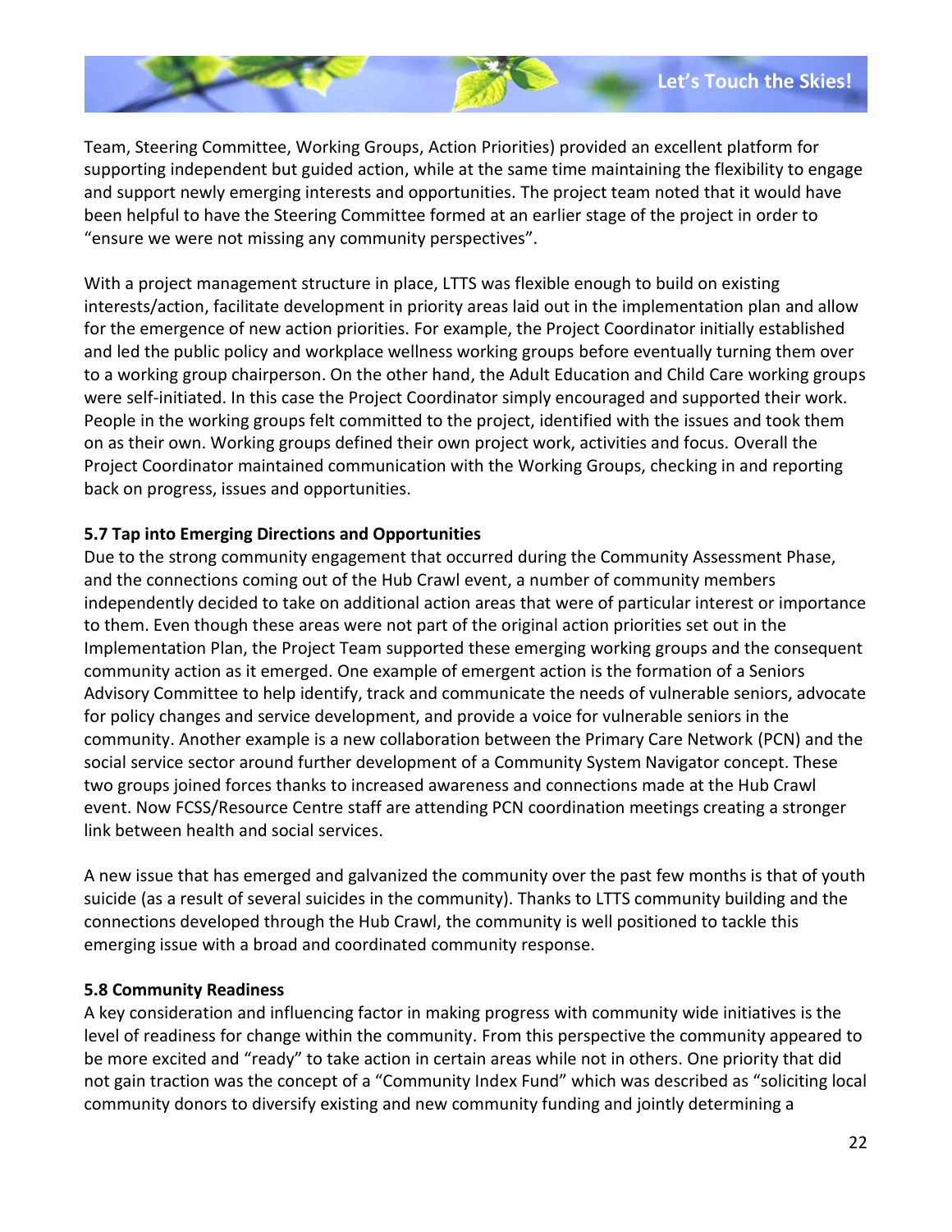Team, Steering Committee, Working Groups, Action Priorities) provided an excellent platform for supporting independent but guided action, while at the same time maintaining the flexibility to engage and support newly emerging interests and opportunities. The project team noted that it would have been helpful to have the Steering Committee formed at an earlier stage of the project in order to "ensure we were not missing any community perspectives".

With a project management structure in place, LTTS was flexible enough to build on existing interests/action, facilitate development in priority areas laid out in the implementation plan and allow for the emergence of new action priorities. For example, the Project Coordinator initially established and led the public policy and workplace wellness working groups before eventually turning them over to a working group chairperson. On the other hand, the Adult Education and Child Care working groups were self-initiated. In this case the Project Coordinator simply encouraged and supported their work. People in the working groups felt committed to the project, identified with the issues and took them on as their own. Working groups defined their own project work, activities and focus. Overall the Project Coordinator maintained communication with the Working Groups, checking in and reporting back on progress, issues and opportunities.

**5.7 Tap into Emerging Directions and Opportunities**

Due to the strong community engagement that occurred during the Community Assessment Phase, and the connections coming out of the Hub Crawl event, a number of community members independently decided to take on additional action areas that were of particular interest or importance to them. Even though these areas were not part of the original action priorities set out in the Implementation Plan, the Project Team supported these emerging working groups and the consequent community action as it emerged. One example of emergent action is the formation of a Seniors Advisory Committee to help identify, track and communicate the needs of vulnerable seniors, advocate for policy changes and service development, and provide a voice for vulnerable seniors in the community. Another example is a new collaboration between the Primary Care Network (PCN) and the social service sector around further development of a Community System Navigator concept. These two groups joined forces thanks to increased awareness and connections made at the Hub Crawl event. Now FCSS/Resource Centre staff are attending PCN coordination meetings creating a stronger link between health and social services.

A new issue that has emerged and galvanized the community over the past few months is that of youth suicide (as a result of several suicides in the community). Thanks to LTTS community building and the connections developed through the Hub Crawl, the community is well positioned to tackle this emerging issue with a broad and coordinated community response.

**5.8 Community Readiness**

A key consideration and influencing factor in making progress with community wide initiatives is the level of readiness for change within the community. From this perspective the community appeared to be more excited and "ready" to take action in certain areas while not in others. One priority that did not gain traction was the concept of a "Community Index Fund" which was described as "soliciting local community donors to diversify existing and new community funding and jointly determining a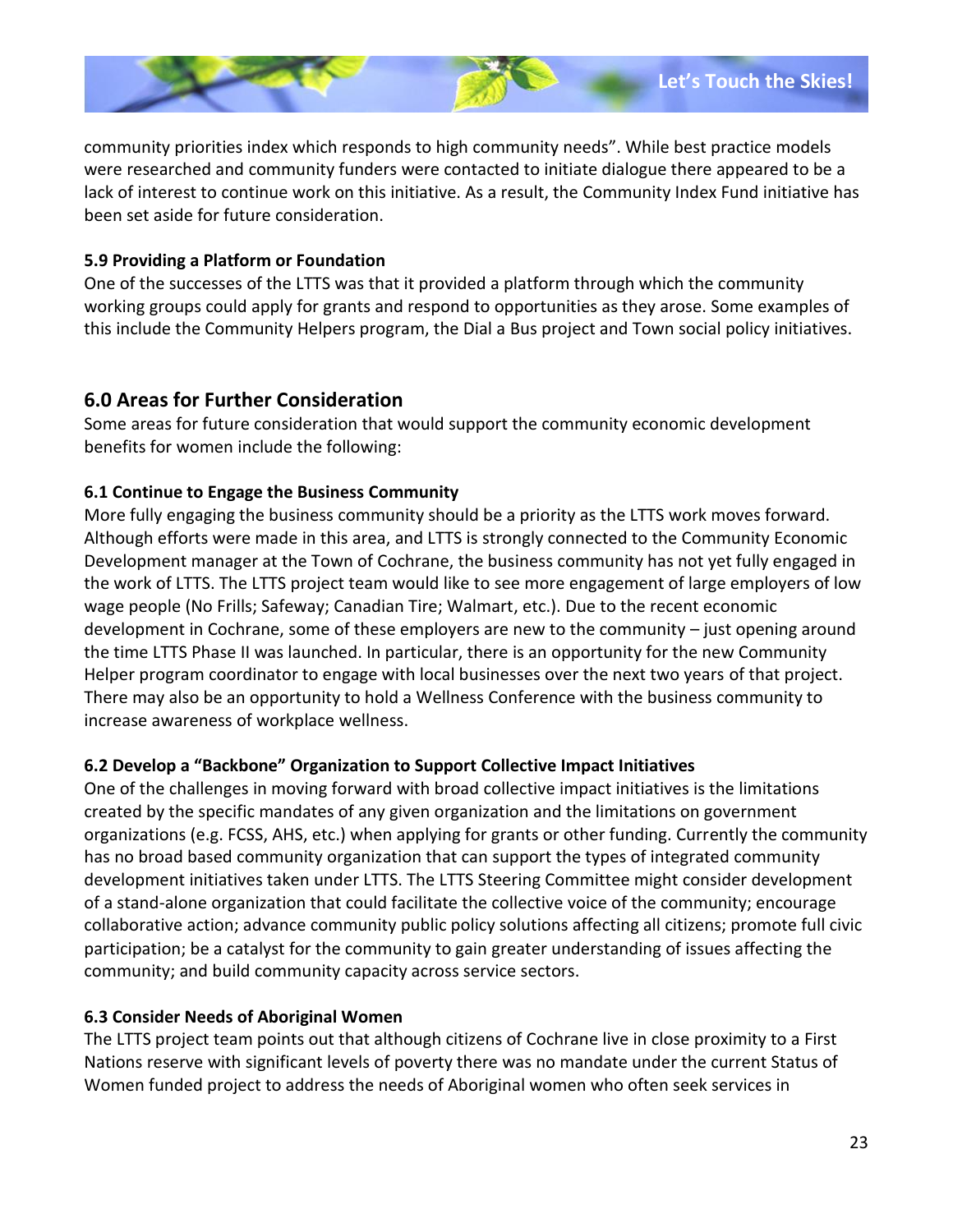community priorities index which responds to high community needs". While best practice models were researched and community funders were contacted to initiate dialogue there appeared to be a lack of interest to continue work on this initiative. As a result, the Community Index Fund initiative has been set aside for future consideration.

### 5.9 Providing a Platform or Foundation

One of the successes of the LTTS was that it provided a platform through which the community working groups could apply for grants and respond to opportunities as they arose. Some examples of this include the Community Helpers program, the Dial a Bus project and Town social policy initiatives.

## 6.0 Areas for Further Consideration

Some areas for future consideration that would support the community economic development benefits for women include the following:

### 6.1 Continue to Engage the Business Community

More fully engaging the business community should be a priority as the LTTS work moves forward. Although efforts were made in this area, and LTTS is strongly connected to the Community Economic Development manager at the Town of Cochrane, the business community has not yet fully engaged in the work of LTTS. The LTTS project team would like to see more engagement of large employers of low wage people (No Frills; Safeway; Canadian Tire; Walmart, etc.). Due to the recent economic development in Cochrane, some of these employers are new to the community – just opening around the time LTTS Phase II was launched. In particular, there is an opportunity for the new Community Helper program coordinator to engage with local businesses over the next two years of that project. There may also be an opportunity to hold a Wellness Conference with the business community to increase awareness of workplace wellness.

### 6.2 Develop a "Backbone" Organization to Support Collective Impact Initiatives

One of the challenges in moving forward with broad collective impact initiatives is the limitations created by the specific mandates of any given organization and the limitations on government organizations (e.g. FCSS, AHS, etc.) when applying for grants or other funding. Currently the community has no broad based community organization that can support the types of integrated community development initiatives taken under LTTS. The LTTS Steering Committee might consider development of a stand-alone organization that could facilitate the collective voice of the community; encourage collaborative action; advance community public policy solutions affecting all citizens; promote full civic participation; be a catalyst for the community to gain greater understanding of issues affecting the community; and build community capacity across service sectors.

### 6.3 Consider Needs of Aboriginal Women

The LTTS project team points out that although citizens of Cochrane live in close proximity to a First Nations reserve with significant levels of poverty there was no mandate under the current Status of Women funded project to address the needs of Aboriginal women who often seek services in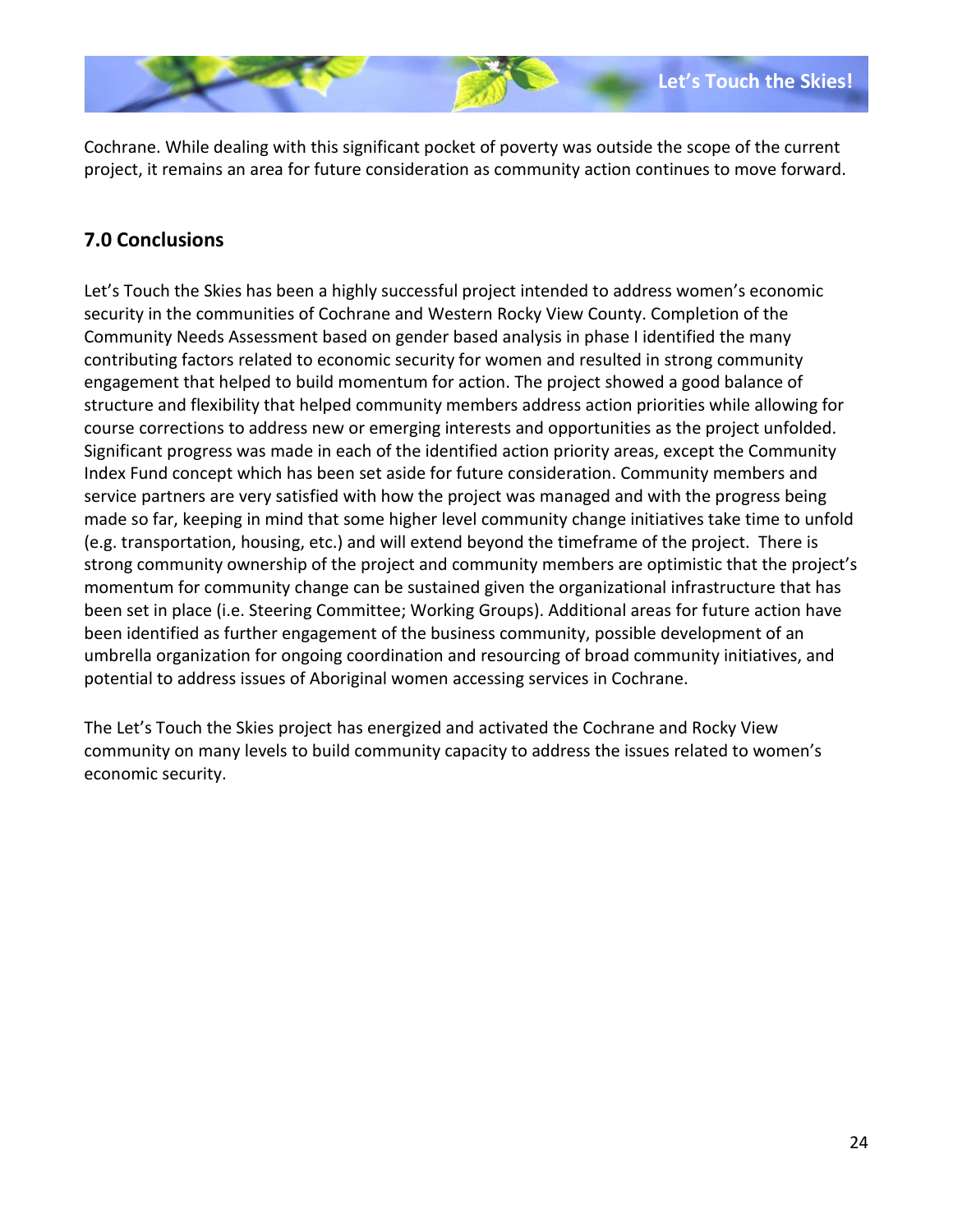Cochrane. While dealing with this significant pocket of poverty was outside the scope of the current project, it remains an area for future consideration as community action continues to move forward.

## 7.0 Conclusions

Let's Touch the Skies has been a highly successful project intended to address women's economic security in the communities of Cochrane and Western Rocky View County. Completion of the Community Needs Assessment based on gender based analysis in phase I identified the many contributing factors related to economic security for women and resulted in strong community engagement that helped to build momentum for action. The project showed a good balance of structure and flexibility that helped community members address action priorities while allowing for course corrections to address new or emerging interests and opportunities as the project unfolded. Significant progress was made in each of the identified action priority areas, except the Community Index Fund concept which has been set aside for future consideration. Community members and service partners are very satisfied with how the project was managed and with the progress being made so far, keeping in mind that some higher level community change initiatives take time to unfold (e.g. transportation, housing, etc.) and will extend beyond the timeframe of the project. There is strong community ownership of the project and community members are optimistic that the project's momentum for community change can be sustained given the organizational infrastructure that has been set in place (i.e. Steering Committee; Working Groups). Additional areas for future action have been identified as further engagement of the business community, possible development of an umbrella organization for ongoing coordination and resourcing of broad community initiatives, and potential to address issues of Aboriginal women accessing services in Cochrane.

The Let's Touch the Skies project has energized and activated the Cochrane and Rocky View community on many levels to build community capacity to address the issues related to women's economic security.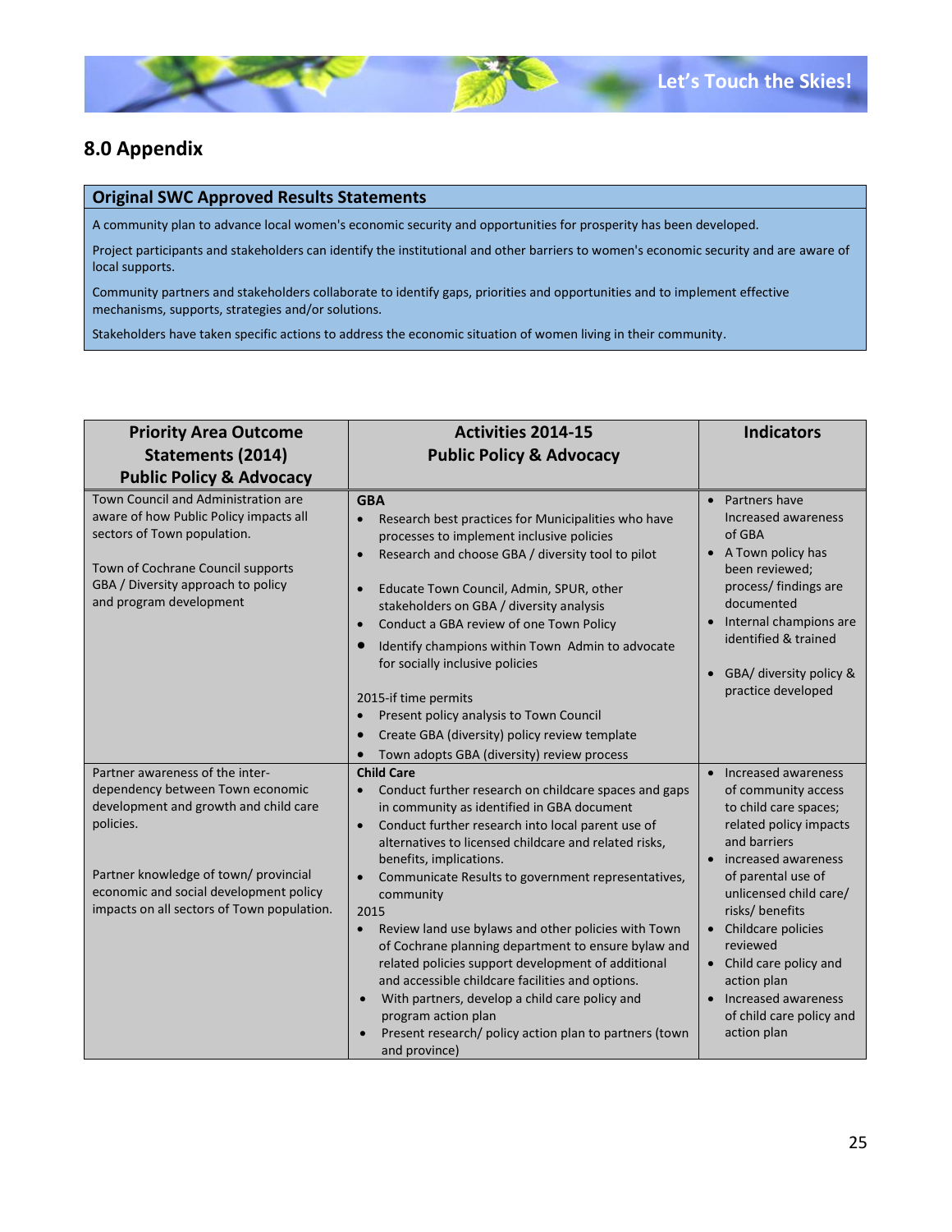## 8.0 Appendix

| Original SWC Approved Results Statements |
|---|
| A community plan to advance local women's economic security and opportunities for prosperity has been developed. |
| Project participants and stakeholders can identify the institutional and other barriers to women's economic security and are aware of local supports. |
| Community partners and stakeholders collaborate to identify gaps, priorities and opportunities and to implement effective mechanisms, supports, strategies and/or solutions. |
| Stakeholders have taken specific actions to address the economic situation of women living in their community. |

| Priority Area Outcome Statements (2014) Public Policy & Advocacy | Activities 2014-15 Public Policy & Advocacy | Indicators |
|---|---|---|
| Town Council and Administration are aware of how Public Policy impacts all sectors of Town population.<br><br>Town of Cochrane Council supports GBA / Diversity approach to policy and program development | **GBA**<br>• Research best practices for Municipalities who have processes to implement inclusive policies<br>• Research and choose GBA / diversity tool to pilot<br>• Educate Town Council, Admin, SPUR, other stakeholders on GBA / diversity analysis<br>• Conduct a GBA review of one Town Policy<br>• Identify champions within Town Admin to advocate for socially inclusive policies<br><br>2015-if time permits<br>• Present policy analysis to Town Council<br>• Create GBA (diversity) policy review template<br>• Town adopts GBA (diversity) review process | • Partners have Increased awareness of GBA<br>• A Town policy has been reviewed; process/ findings are documented<br>• Internal champions are identified & trained<br>• GBA/ diversity policy & practice developed |
| Partner awareness of the inter-dependency between Town economic development and growth and child care policies.<br><br>Partner knowledge of town/ provincial economic and social development policy impacts on all sectors of Town population. | **Child Care**<br>• Conduct further research on childcare spaces and gaps in community as identified in GBA document<br>• Conduct further research into local parent use of alternatives to licensed childcare and related risks, benefits, implications.<br>• Communicate Results to government representatives, community<br>2015<br>• Review land use bylaws and other policies with Town of Cochrane planning department to ensure bylaw and related policies support development of additional and accessible childcare facilities and options.<br>• With partners, develop a child care policy and program action plan<br>• Present research/ policy action plan to partners (town and province) | • Increased awareness of community access to child care spaces; related policy impacts and barriers<br>• increased awareness of parental use of unlicensed child care/ risks/ benefits<br>• Childcare policies reviewed<br>• Child care policy and action plan<br>• Increased awareness of child care policy and action plan |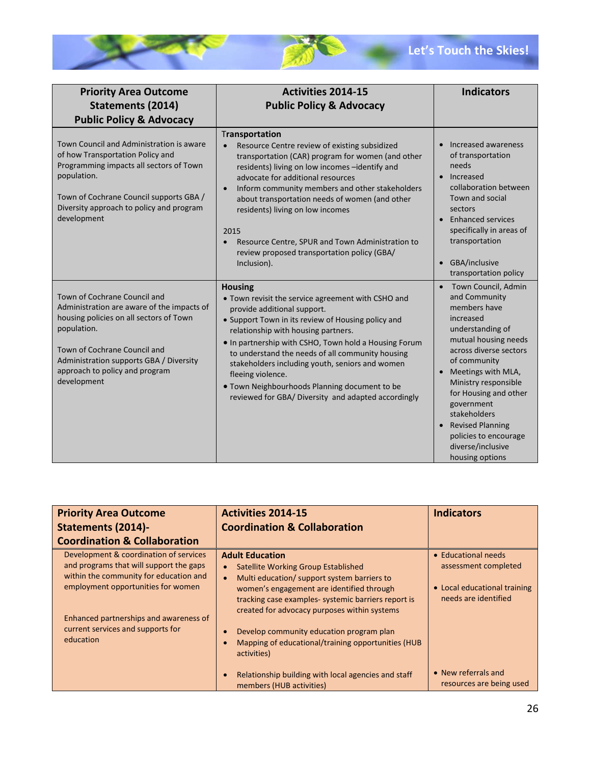| Priority Area Outcome Statements (2014) Public Policy & Advocacy | Activities 2014-15 Public Policy & Advocacy | Indicators |
| --- | --- | --- |
| Town Council and Administration is aware of how Transportation Policy and Programming impacts all sectors of Town population.<br><br>Town of Cochrane Council supports GBA / Diversity approach to policy and program development | **Transportation**<br>• Resource Centre review of existing subsidized transportation (CAR) program for women (and other residents) living on low incomes –identify and advocate for additional resources<br>• Inform community members and other stakeholders about transportation needs of women (and other residents) living on low incomes<br><br>2015<br>• Resource Centre, SPUR and Town Administration to review proposed transportation policy (GBA/ Inclusion). | • Increased awareness of transportation needs<br>• Increased collaboration between Town and social sectors<br>• Enhanced services specifically in areas of transportation<br><br>• GBA/inclusive transportation policy |
| Town of Cochrane Council and Administration are aware of the impacts of housing policies on all sectors of Town population.<br><br>Town of Cochrane Council and Administration supports GBA / Diversity approach to policy and program development | **Housing**<br>• Town revisit the service agreement with CSHO and provide additional support.<br>• Support Town in its review of Housing policy and relationship with housing partners.<br>• In partnership with CSHO, Town hold a Housing Forum to understand the needs of all community housing stakeholders including youth, seniors and women fleeing violence.<br>• Town Neighbourhoods Planning document to be reviewed for GBA/ Diversity and adapted accordingly | • Town Council, Admin and Community members have increased understanding of mutual housing needs across diverse sectors of community<br>• Meetings with MLA, Ministry responsible for Housing and other government stakeholders<br>• Revised Planning policies to encourage diverse/inclusive housing options |

| Priority Area Outcome Statements (2014)- Coordination & Collaboration | Activities 2014-15 Coordination & Collaboration | Indicators |
| --- | --- | --- |
| Development & coordination of services and programs that will support the gaps within the community for education and employment opportunities for women<br><br>Enhanced partnerships and awareness of current services and supports for education | **Adult Education**<br>• Satellite Working Group Established<br>• Multi education/ support system barriers to women's engagement are identified through tracking case examples- systemic barriers report is created for advocacy purposes within systems<br><br>• Develop community education program plan<br>• Mapping of educational/training opportunities (HUB activities)<br><br>• Relationship building with local agencies and staff members (HUB activities) | • Educational needs assessment completed<br><br>• Local educational training needs are identified<br><br>• New referrals and resources are being used |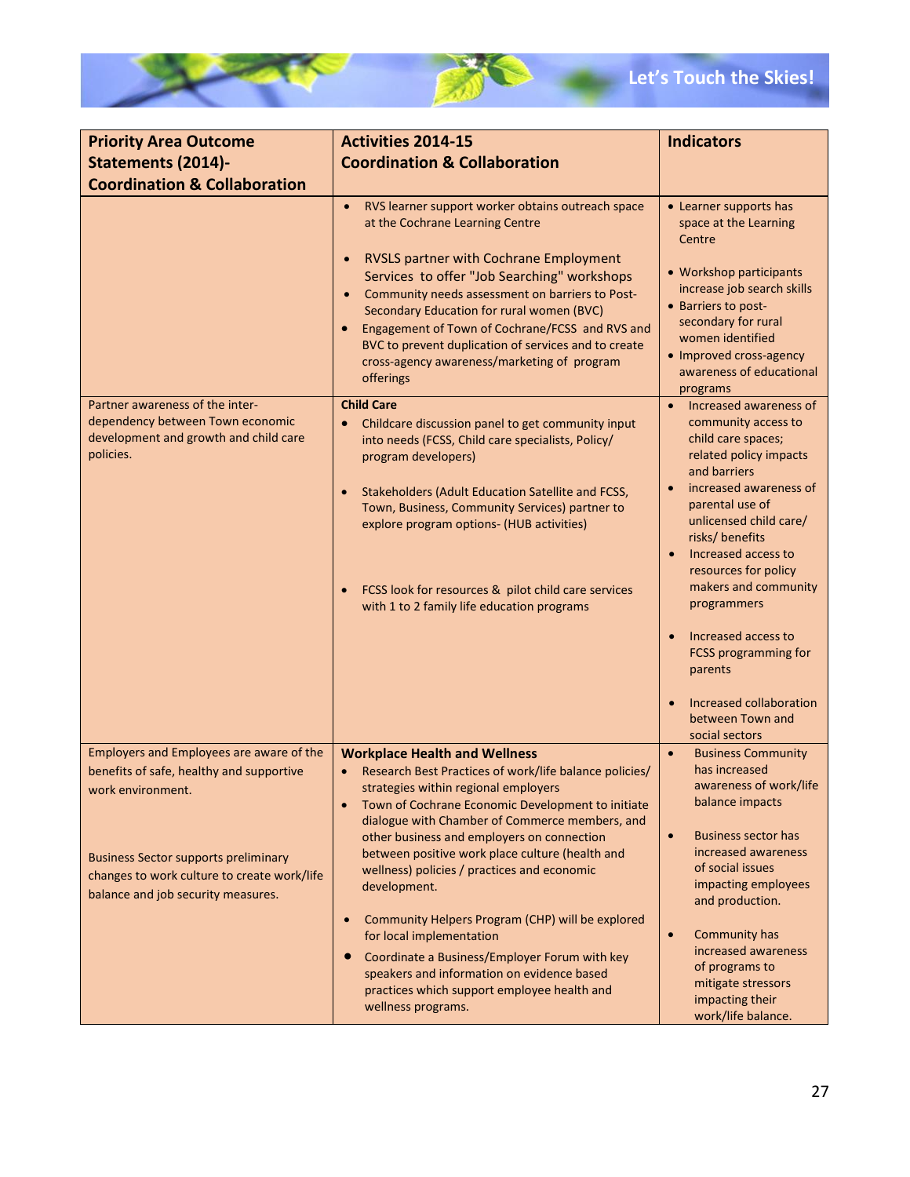| Priority Area Outcome Statements (2014)- Coordination & Collaboration | Activities 2014-15 Coordination & Collaboration | Indicators |
|---|---|---|
| | • RVS learner support worker obtains outreach space at the Cochrane Learning Centre<br>• RVSLS partner with Cochrane Employment Services to offer "Job Searching" workshops<br>• Community needs assessment on barriers to Post-Secondary Education for rural women (BVC)<br>• Engagement of Town of Cochrane/FCSS and RVS and BVC to prevent duplication of services and to create cross-agency awareness/marketing of program offerings | • Learner supports has space at the Learning Centre<br>• Workshop participants increase job search skills<br>• Barriers to post-secondary for rural women identified<br>• Improved cross-agency awareness of educational programs |
| Partner awareness of the inter-dependency between Town economic development and growth and child care policies. | **Child Care**<br>• Childcare discussion panel to get community input into needs (FCSS, Child care specialists, Policy/ program developers)<br>• Stakeholders (Adult Education Satellite and FCSS, Town, Business, Community Services) partner to explore program options- (HUB activities)<br>• FCSS look for resources & pilot child care services with 1 to 2 family life education programs | • Increased awareness of community access to child care spaces; related policy impacts and barriers<br>• increased awareness of parental use of unlicensed child care/ risks/ benefits<br>• Increased access to resources for policy makers and community programmers<br>• Increased access to FCSS programming for parents<br>• Increased collaboration between Town and social sectors |
| Employers and Employees are aware of the benefits of safe, healthy and supportive work environment.<br><br>Business Sector supports preliminary changes to work culture to create work/life balance and job security measures. | **Workplace Health and Wellness**<br>• Research Best Practices of work/life balance policies/ strategies within regional employers<br>• Town of Cochrane Economic Development to initiate dialogue with Chamber of Commerce members, and other business and employers on connection between positive work place culture (health and wellness) policies / practices and economic development.<br>• Community Helpers Program (CHP) will be explored for local implementation<br>• Coordinate a Business/Employer Forum with key speakers and information on evidence based practices which support employee health and wellness programs. | • Business Community has increased awareness of work/life balance impacts<br>• Business sector has increased awareness of social issues impacting employees and production.<br>• Community has increased awareness of programs to mitigate stressors impacting their work/life balance. |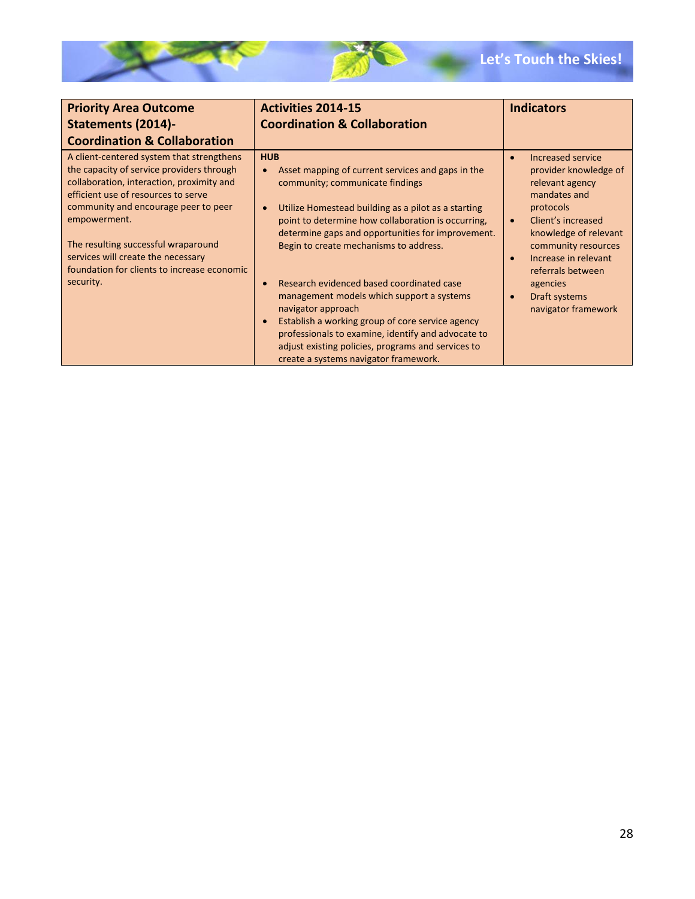| Priority Area Outcome Statements (2014)- Coordination & Collaboration | Activities 2014-15 Coordination & Collaboration | Indicators |
|---|---|---|
| A client-centered system that strengthens the capacity of service providers through collaboration, interaction, proximity and efficient use of resources to serve community and encourage peer to peer empowerment.<br><br>The resulting successful wraparound services will create the necessary foundation for clients to increase economic security. | **HUB**<br>• Asset mapping of current services and gaps in the community; communicate findings<br><br>• Utilize Homestead building as a pilot as a starting point to determine how collaboration is occurring, determine gaps and opportunities for improvement. Begin to create mechanisms to address.<br><br>• Research evidenced based coordinated case management models which support a systems navigator approach<br>• Establish a working group of core service agency professionals to examine, identify and advocate to adjust existing policies, programs and services to create a systems navigator framework. | • Increased service provider knowledge of relevant agency mandates and protocols<br>• Client's increased knowledge of relevant community resources<br>• Increase in relevant referrals between agencies<br>• Draft systems navigator framework |